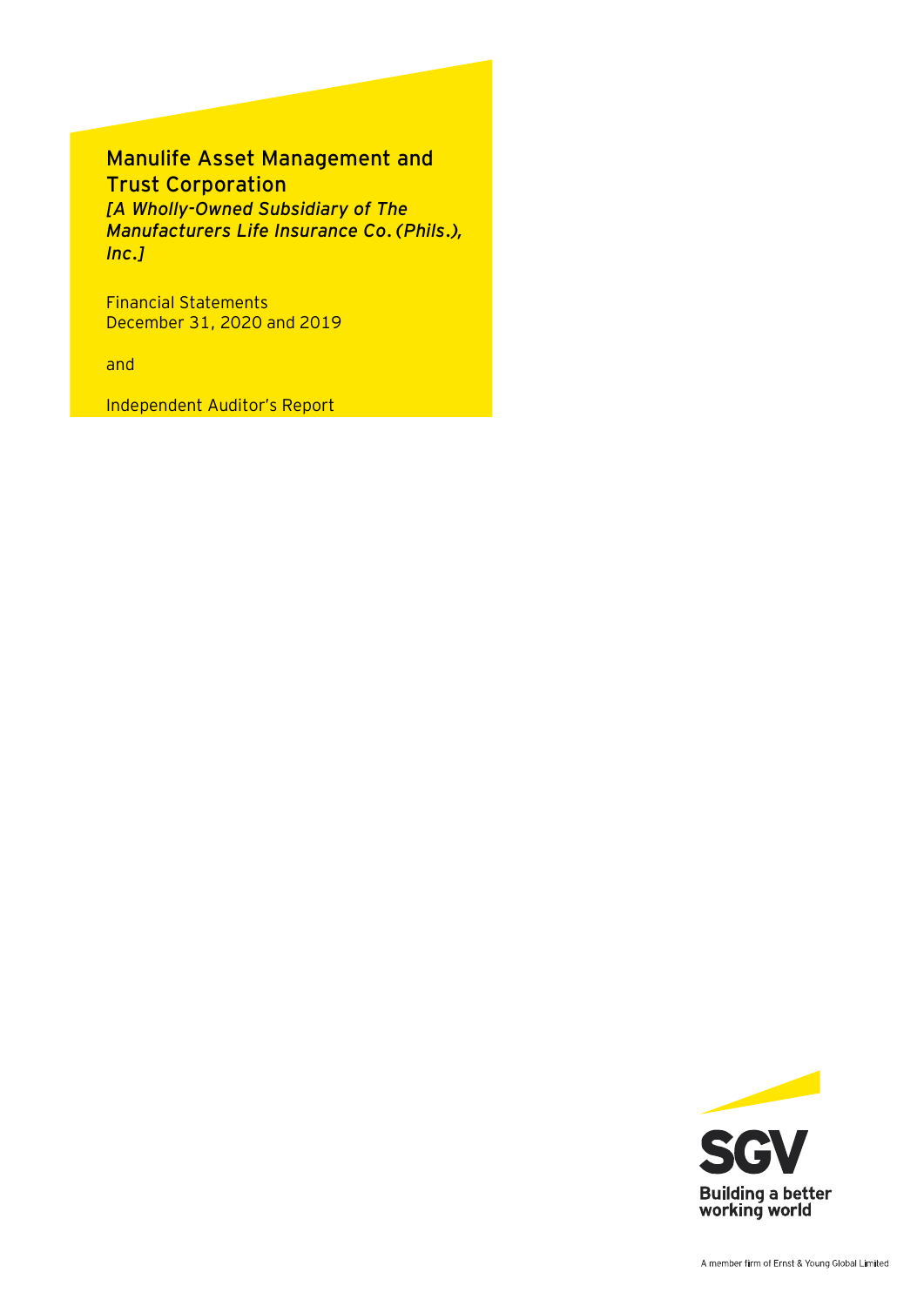# Manulife Asset Management and Trust Corporation

*[A Wholly-Owned Subsidiary of The Manufacturers Life Insurance Co. (Phils.), Inc.]*

Financial Statements
December 31, 2020 and 2019

and

Independent Auditor's Report

SGV

Building a better working world

A member firm of Ernst & Young Global Limited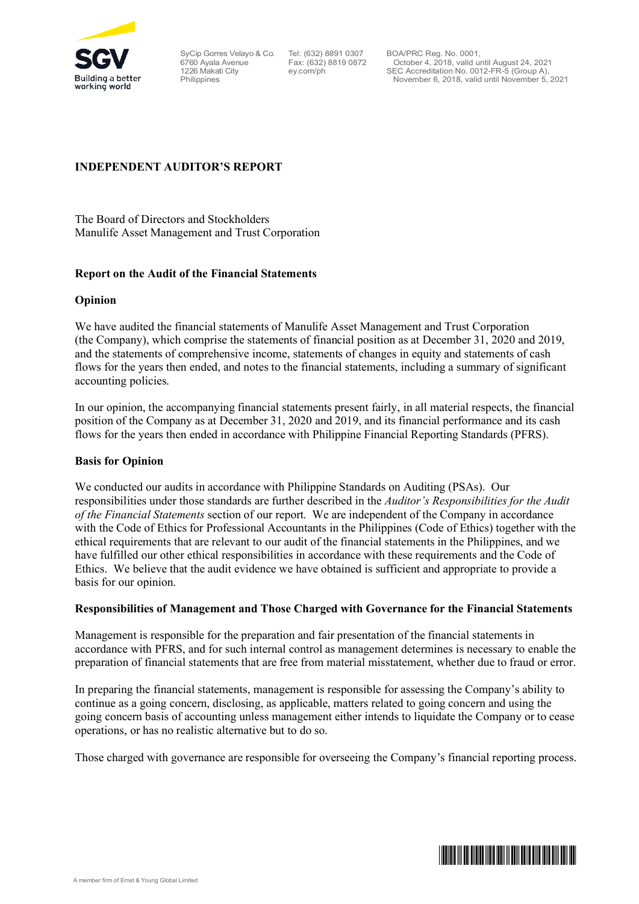SyCip Gorres Velayo & Co.
6760 Ayala Avenue
1226 Makati City
Philippines

Tel: (632) 8891 0307
Fax: (632) 8819 0872
ey.com/ph

BOA/PRC Reg. No. 0001,
October 4, 2018, valid until August 24, 2021
SEC Accreditation No. 0012-FR-5 (Group A),
November 6, 2018, valid until November 5, 2021

## INDEPENDENT AUDITOR'S REPORT

The Board of Directors and Stockholders
Manulife Asset Management and Trust Corporation

### Report on the Audit of the Financial Statements

#### Opinion

We have audited the financial statements of Manulife Asset Management and Trust Corporation (the Company), which comprise the statements of financial position as at December 31, 2020 and 2019, and the statements of comprehensive income, statements of changes in equity and statements of cash flows for the years then ended, and notes to the financial statements, including a summary of significant accounting policies.

In our opinion, the accompanying financial statements present fairly, in all material respects, the financial position of the Company as at December 31, 2020 and 2019, and its financial performance and its cash flows for the years then ended in accordance with Philippine Financial Reporting Standards (PFRS).

#### Basis for Opinion

We conducted our audits in accordance with Philippine Standards on Auditing (PSAs). Our responsibilities under those standards are further described in the *Auditor's Responsibilities for the Audit of the Financial Statements* section of our report. We are independent of the Company in accordance with the Code of Ethics for Professional Accountants in the Philippines (Code of Ethics) together with the ethical requirements that are relevant to our audit of the financial statements in the Philippines, and we have fulfilled our other ethical responsibilities in accordance with these requirements and the Code of Ethics. We believe that the audit evidence we have obtained is sufficient and appropriate to provide a basis for our opinion.

#### Responsibilities of Management and Those Charged with Governance for the Financial Statements

Management is responsible for the preparation and fair presentation of the financial statements in accordance with PFRS, and for such internal control as management determines is necessary to enable the preparation of financial statements that are free from material misstatement, whether due to fraud or error.

In preparing the financial statements, management is responsible for assessing the Company's ability to continue as a going concern, disclosing, as applicable, matters related to going concern and using the going concern basis of accounting unless management either intends to liquidate the Company or to cease operations, or has no realistic alternative but to do so.

Those charged with governance are responsible for overseeing the Company's financial reporting process.

A member firm of Ernst & Young Global Limited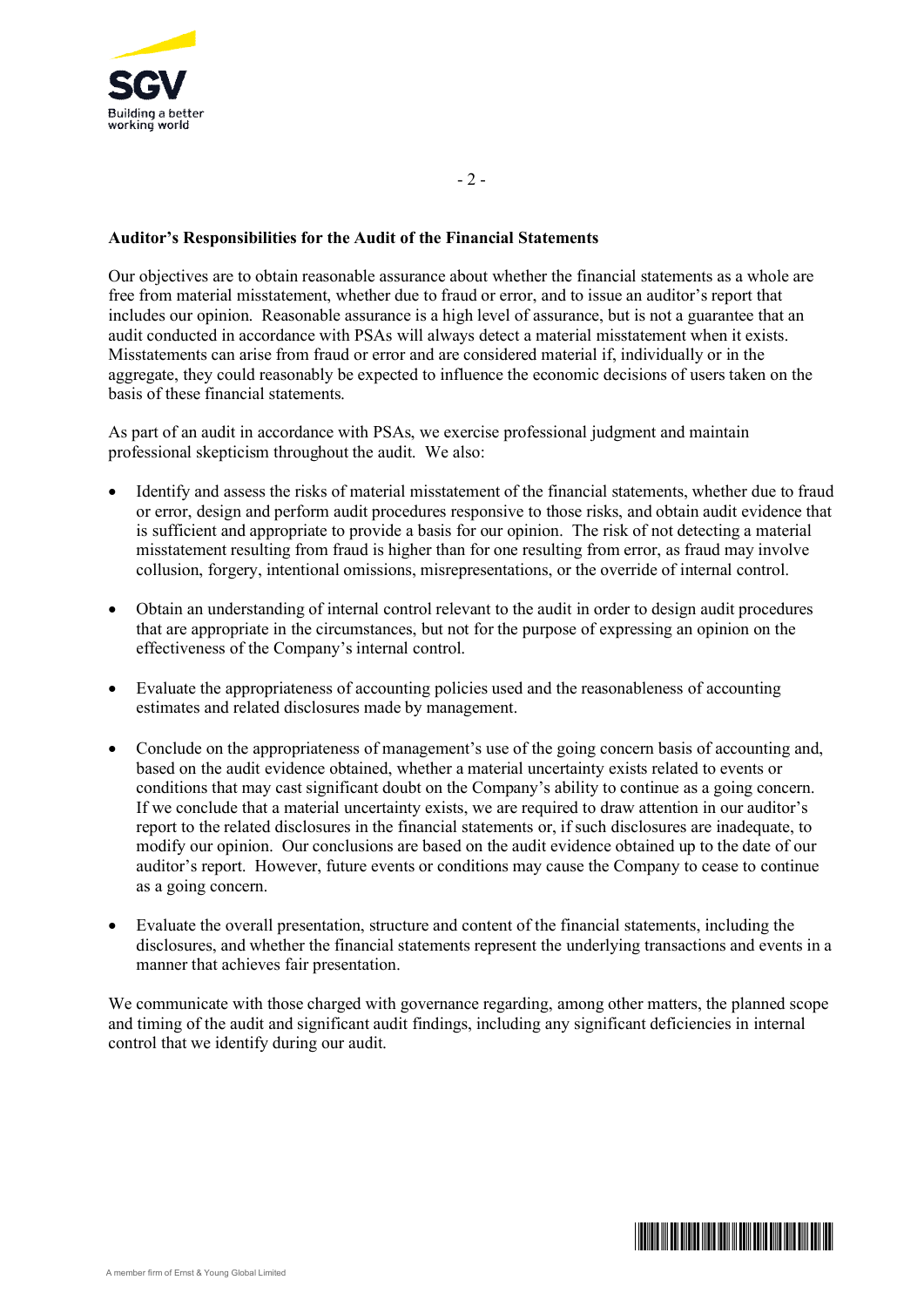**Auditor's Responsibilities for the Audit of the Financial Statements**

Our objectives are to obtain reasonable assurance about whether the financial statements as a whole are free from material misstatement, whether due to fraud or error, and to issue an auditor's report that includes our opinion. Reasonable assurance is a high level of assurance, but is not a guarantee that an audit conducted in accordance with PSAs will always detect a material misstatement when it exists. Misstatements can arise from fraud or error and are considered material if, individually or in the aggregate, they could reasonably be expected to influence the economic decisions of users taken on the basis of these financial statements.

As part of an audit in accordance with PSAs, we exercise professional judgment and maintain professional skepticism throughout the audit. We also:

- Identify and assess the risks of material misstatement of the financial statements, whether due to fraud or error, design and perform audit procedures responsive to those risks, and obtain audit evidence that is sufficient and appropriate to provide a basis for our opinion. The risk of not detecting a material misstatement resulting from fraud is higher than for one resulting from error, as fraud may involve collusion, forgery, intentional omissions, misrepresentations, or the override of internal control.

- Obtain an understanding of internal control relevant to the audit in order to design audit procedures that are appropriate in the circumstances, but not for the purpose of expressing an opinion on the effectiveness of the Company's internal control.

- Evaluate the appropriateness of accounting policies used and the reasonableness of accounting estimates and related disclosures made by management.

- Conclude on the appropriateness of management's use of the going concern basis of accounting and, based on the audit evidence obtained, whether a material uncertainty exists related to events or conditions that may cast significant doubt on the Company's ability to continue as a going concern. If we conclude that a material uncertainty exists, we are required to draw attention in our auditor's report to the related disclosures in the financial statements or, if such disclosures are inadequate, to modify our opinion. Our conclusions are based on the audit evidence obtained up to the date of our auditor's report. However, future events or conditions may cause the Company to cease to continue as a going concern.

- Evaluate the overall presentation, structure and content of the financial statements, including the disclosures, and whether the financial statements represent the underlying transactions and events in a manner that achieves fair presentation.

We communicate with those charged with governance regarding, among other matters, the planned scope and timing of the audit and significant audit findings, including any significant deficiencies in internal control that we identify during our audit.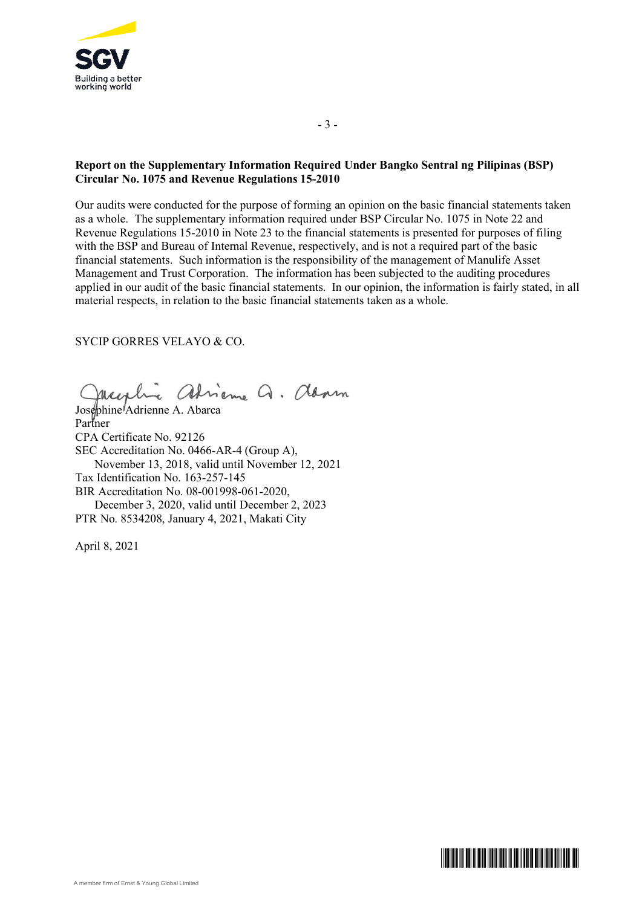**Report on the Supplementary Information Required Under Bangko Sentral ng Pilipinas (BSP) Circular No. 1075 and Revenue Regulations 15-2010**

Our audits were conducted for the purpose of forming an opinion on the basic financial statements taken as a whole. The supplementary information required under BSP Circular No. 1075 in Note 22 and Revenue Regulations 15-2010 in Note 23 to the financial statements is presented for purposes of filing with the BSP and Bureau of Internal Revenue, respectively, and is not a required part of the basic financial statements. Such information is the responsibility of the management of Manulife Asset Management and Trust Corporation. The information has been subjected to the auditing procedures applied in our audit of the basic financial statements. In our opinion, the information is fairly stated, in all material respects, in relation to the basic financial statements taken as a whole.

SYCIP GORRES VELAYO & CO.

Josephine Adrienne A. Abarca
Partner
CPA Certificate No. 92126
SEC Accreditation No. 0466-AR-4 (Group A),
November 13, 2018, valid until November 12, 2021
Tax Identification No. 163-257-145
BIR Accreditation No. 08-001998-061-2020,
December 3, 2020, valid until December 2, 2023
PTR No. 8534208, January 4, 2021, Makati City

April 8, 2021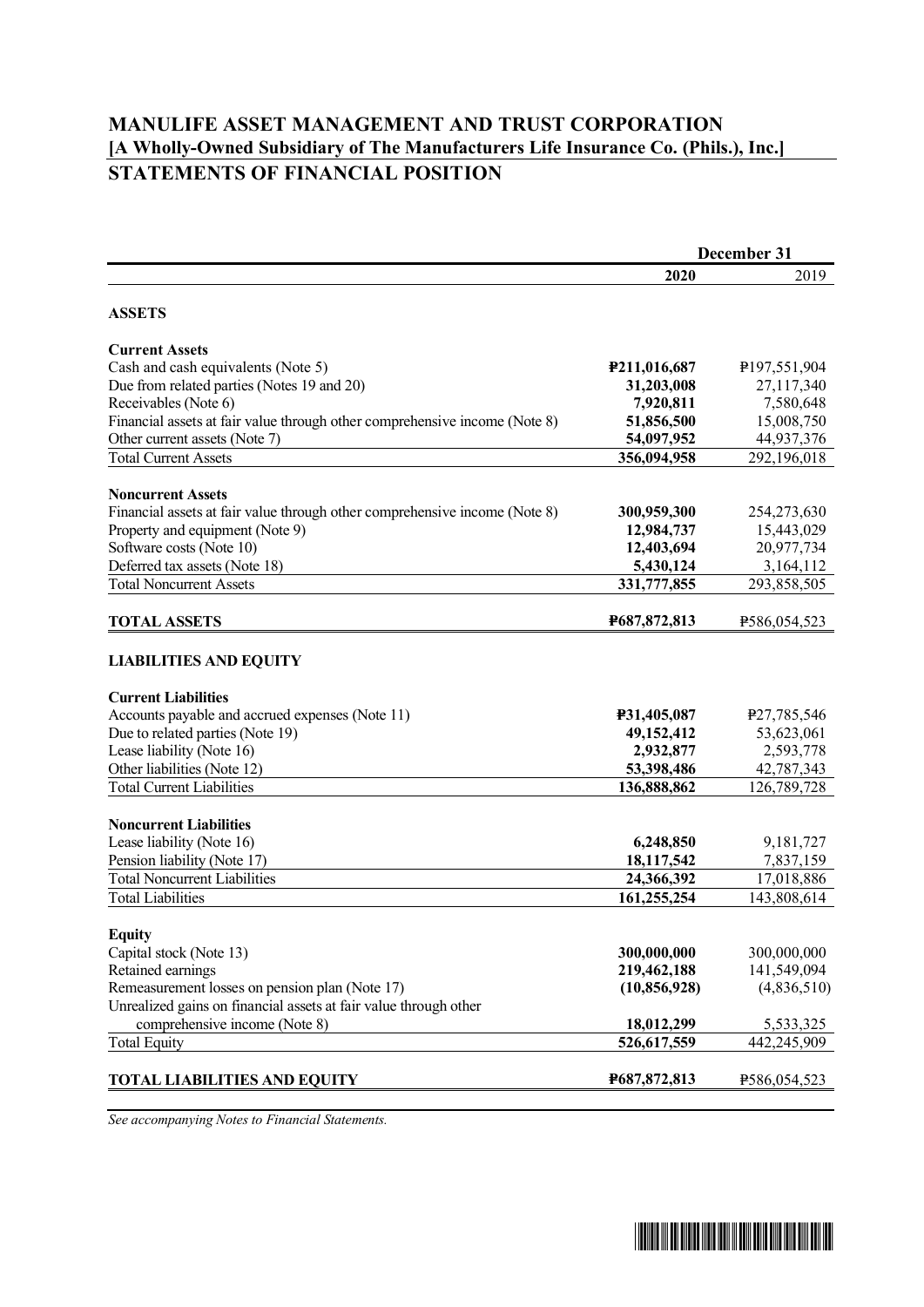# MANULIFE ASSET MANAGEMENT AND TRUST CORPORATION
## [A Wholly-Owned Subsidiary of The Manufacturers Life Insurance Co. (Phils.), Inc.]
## STATEMENTS OF FINANCIAL POSITION

| | December 31 | |
|---|---|---|
| | **2020** | 2019 |
| **ASSETS** | | |
| **Current Assets** | | |
| Cash and cash equivalents (Note 5) | **₱211,016,687** | ₱197,551,904 |
| Due from related parties (Notes 19 and 20) | **31,203,008** | 27,117,340 |
| Receivables (Note 6) | **7,920,811** | 7,580,648 |
| Financial assets at fair value through other comprehensive income (Note 8) | **51,856,500** | 15,008,750 |
| Other current assets (Note 7) | **54,097,952** | 44,937,376 |
| Total Current Assets | **356,094,958** | 292,196,018 |
| **Noncurrent Assets** | | |
| Financial assets at fair value through other comprehensive income (Note 8) | **300,959,300** | 254,273,630 |
| Property and equipment (Note 9) | **12,984,737** | 15,443,029 |
| Software costs (Note 10) | **12,403,694** | 20,977,734 |
| Deferred tax assets (Note 18) | **5,430,124** | 3,164,112 |
| Total Noncurrent Assets | **331,777,855** | 293,858,505 |
| **TOTAL ASSETS** | **₱687,872,813** | ₱586,054,523 |
| **LIABILITIES AND EQUITY** | | |
| **Current Liabilities** | | |
| Accounts payable and accrued expenses (Note 11) | **₱31,405,087** | ₱27,785,546 |
| Due to related parties (Note 19) | **49,152,412** | 53,623,061 |
| Lease liability (Note 16) | **2,932,877** | 2,593,778 |
| Other liabilities (Note 12) | **53,398,486** | 42,787,343 |
| Total Current Liabilities | **136,888,862** | 126,789,728 |
| **Noncurrent Liabilities** | | |
| Lease liability (Note 16) | **6,248,850** | 9,181,727 |
| Pension liability (Note 17) | **18,117,542** | 7,837,159 |
| Total Noncurrent Liabilities | **24,366,392** | 17,018,886 |
| Total Liabilities | **161,255,254** | 143,808,614 |
| **Equity** | | |
| Capital stock (Note 13) | **300,000,000** | 300,000,000 |
| Retained earnings | **219,462,188** | 141,549,094 |
| Remeasurement losses on pension plan (Note 17) | **(10,856,928)** | (4,836,510) |
| Unrealized gains on financial assets at fair value through other comprehensive income (Note 8) | **18,012,299** | 5,533,325 |
| Total Equity | **526,617,559** | 442,245,909 |
| **TOTAL LIABILITIES AND EQUITY** | **₱687,872,813** | ₱586,054,523 |

*See accompanying Notes to Financial Statements.*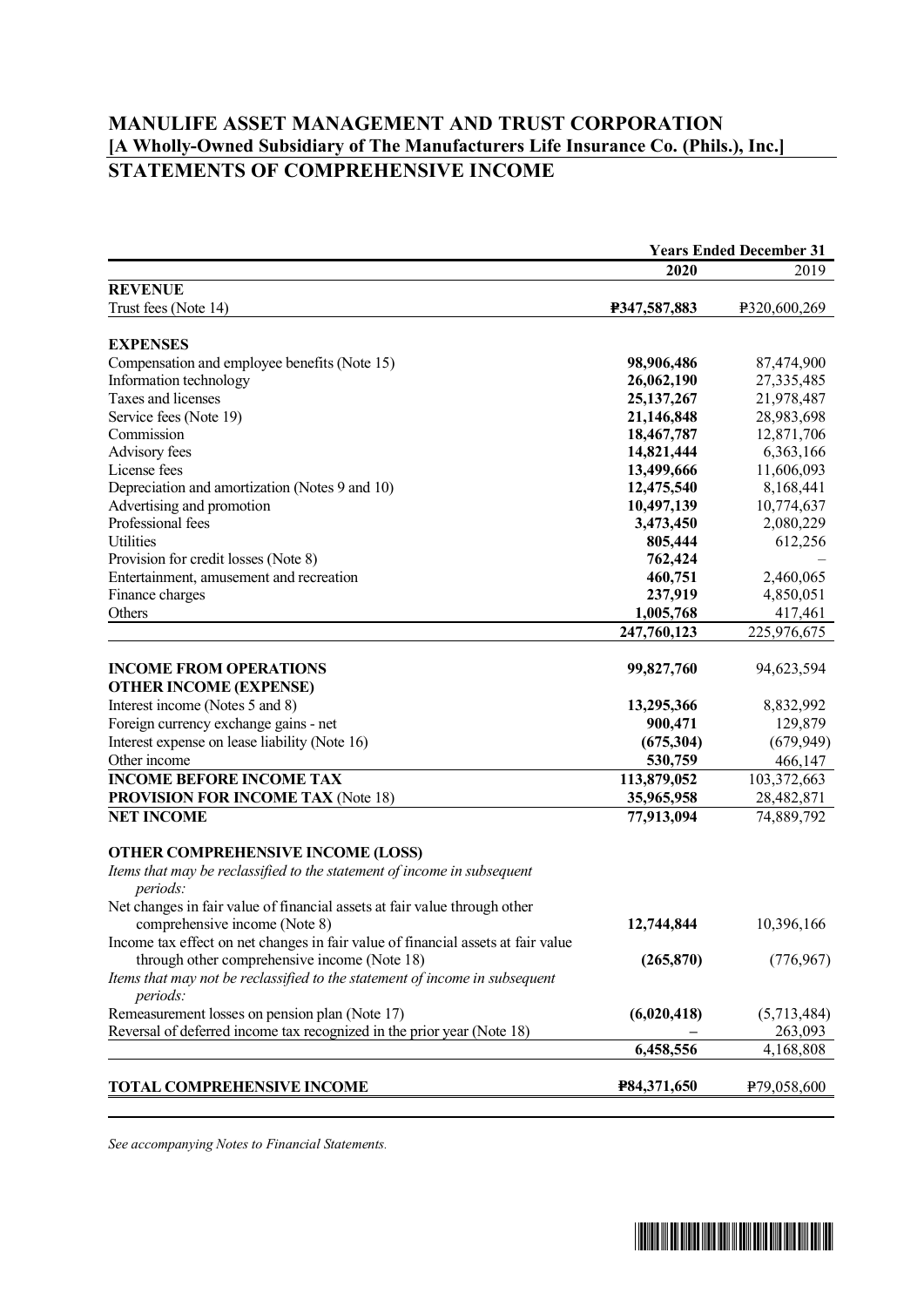# MANULIFE ASSET MANAGEMENT AND TRUST CORPORATION
## [A Wholly-Owned Subsidiary of The Manufacturers Life Insurance Co. (Phils.), Inc.]
## STATEMENTS OF COMPREHENSIVE INCOME

| | Years Ended December 31 | |
|---|---|---|
| | **2020** | 2019 |
| **REVENUE** | | |
| Trust fees (Note 14) | **₱347,587,883** | ₱320,600,269 |
| **EXPENSES** | | |
| Compensation and employee benefits (Note 15) | **98,906,486** | 87,474,900 |
| Information technology | **26,062,190** | 27,335,485 |
| Taxes and licenses | **25,137,267** | 21,978,487 |
| Service fees (Note 19) | **21,146,848** | 28,983,698 |
| Commission | **18,467,787** | 12,871,706 |
| Advisory fees | **14,821,444** | 6,363,166 |
| License fees | **13,499,666** | 11,606,093 |
| Depreciation and amortization (Notes 9 and 10) | **12,475,540** | 8,168,441 |
| Advertising and promotion | **10,497,139** | 10,774,637 |
| Professional fees | **3,473,450** | 2,080,229 |
| Utilities | **805,444** | 612,256 |
| Provision for credit losses (Note 8) | **762,424** | – |
| Entertainment, amusement and recreation | **460,751** | 2,460,065 |
| Finance charges | **237,919** | 4,850,051 |
| Others | **1,005,768** | 417,461 |
| | **247,760,123** | 225,976,675 |
| **INCOME FROM OPERATIONS** | **99,827,760** | 94,623,594 |
| **OTHER INCOME (EXPENSE)** | | |
| Interest income (Notes 5 and 8) | **13,295,366** | 8,832,992 |
| Foreign currency exchange gains - net | **900,471** | 129,879 |
| Interest expense on lease liability (Note 16) | **(675,304)** | (679,949) |
| Other income | **530,759** | 466,147 |
| **INCOME BEFORE INCOME TAX** | **113,879,052** | 103,372,663 |
| **PROVISION FOR INCOME TAX** (Note 18) | **35,965,958** | 28,482,871 |
| **NET INCOME** | **77,913,094** | 74,889,792 |
| **OTHER COMPREHENSIVE INCOME (LOSS)** | | |
| *Items that may be reclassified to the statement of income in subsequent periods:* | | |
| Net changes in fair value of financial assets at fair value through other comprehensive income (Note 8) | **12,744,844** | 10,396,166 |
| Income tax effect on net changes in fair value of financial assets at fair value through other comprehensive income (Note 18) | **(265,870)** | (776,967) |
| *Items that may not be reclassified to the statement of income in subsequent periods:* | | |
| Remeasurement losses on pension plan (Note 17) | **(6,020,418)** | (5,713,484) |
| Reversal of deferred income tax recognized in the prior year (Note 18) | **–** | 263,093 |
| | **6,458,556** | 4,168,808 |
| **TOTAL COMPREHENSIVE INCOME** | **₱84,371,650** | ₱79,058,600 |

*See accompanying Notes to Financial Statements.*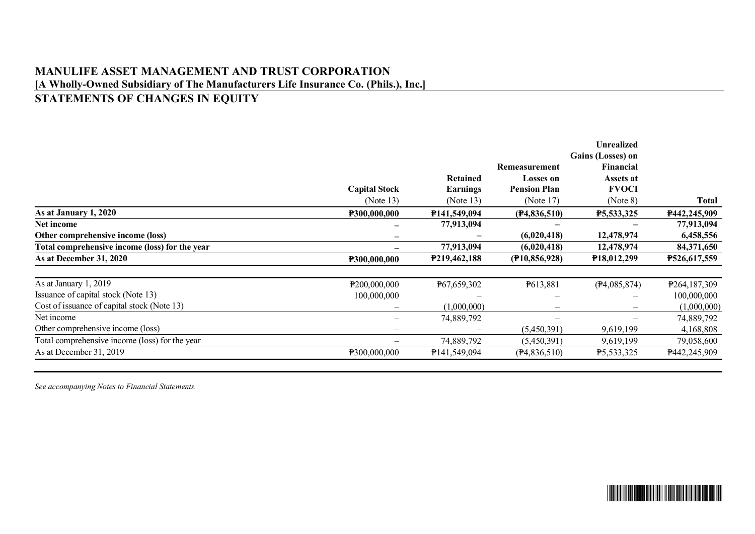## MANULIFE ASSET MANAGEMENT AND TRUST CORPORATION

**[A Wholly-Owned Subsidiary of The Manufacturers Life Insurance Co. (Phils.), Inc.]**

## STATEMENTS OF CHANGES IN EQUITY

| | Capital Stock (Note 13) | Retained Earnings (Note 13) | Remeasurement Losses on Pension Plan (Note 17) | Unrealized Gains (Losses) on Financial Assets at FVOCI (Note 8) | Total |
|---|---|---|---|---|---|
| **As at January 1, 2020** | **₱300,000,000** | **₱141,549,094** | **(₱4,836,510)** | **₱5,533,325** | **₱442,245,909** |
| **Net income** | **–** | **77,913,094** | **–** | **–** | **77,913,094** |
| **Other comprehensive income (loss)** | **–** | **–** | **(6,020,418)** | **12,478,974** | **6,458,556** |
| **Total comprehensive income (loss) for the year** | **–** | **77,913,094** | **(6,020,418)** | **12,478,974** | **84,371,650** |
| **As at December 31, 2020** | **₱300,000,000** | **₱219,462,188** | **(₱10,856,928)** | **₱18,012,299** | **₱526,617,559** |
| | | | | | |
| As at January 1, 2019 | ₱200,000,000 | ₱67,659,302 | ₱613,881 | (₱4,085,874) | ₱264,187,309 |
| Issuance of capital stock (Note 13) | 100,000,000 | – | – | – | 100,000,000 |
| Cost of issuance of capital stock (Note 13) | – | (1,000,000) | – | – | (1,000,000) |
| Net income | – | 74,889,792 | – | – | 74,889,792 |
| Other comprehensive income (loss) | – | – | (5,450,391) | 9,619,199 | 4,168,808 |
| Total comprehensive income (loss) for the year | – | 74,889,792 | (5,450,391) | 9,619,199 | 79,058,600 |
| As at December 31, 2019 | ₱300,000,000 | ₱141,549,094 | (₱4,836,510) | ₱5,533,325 | ₱442,245,909 |

*See accompanying Notes to Financial Statements.*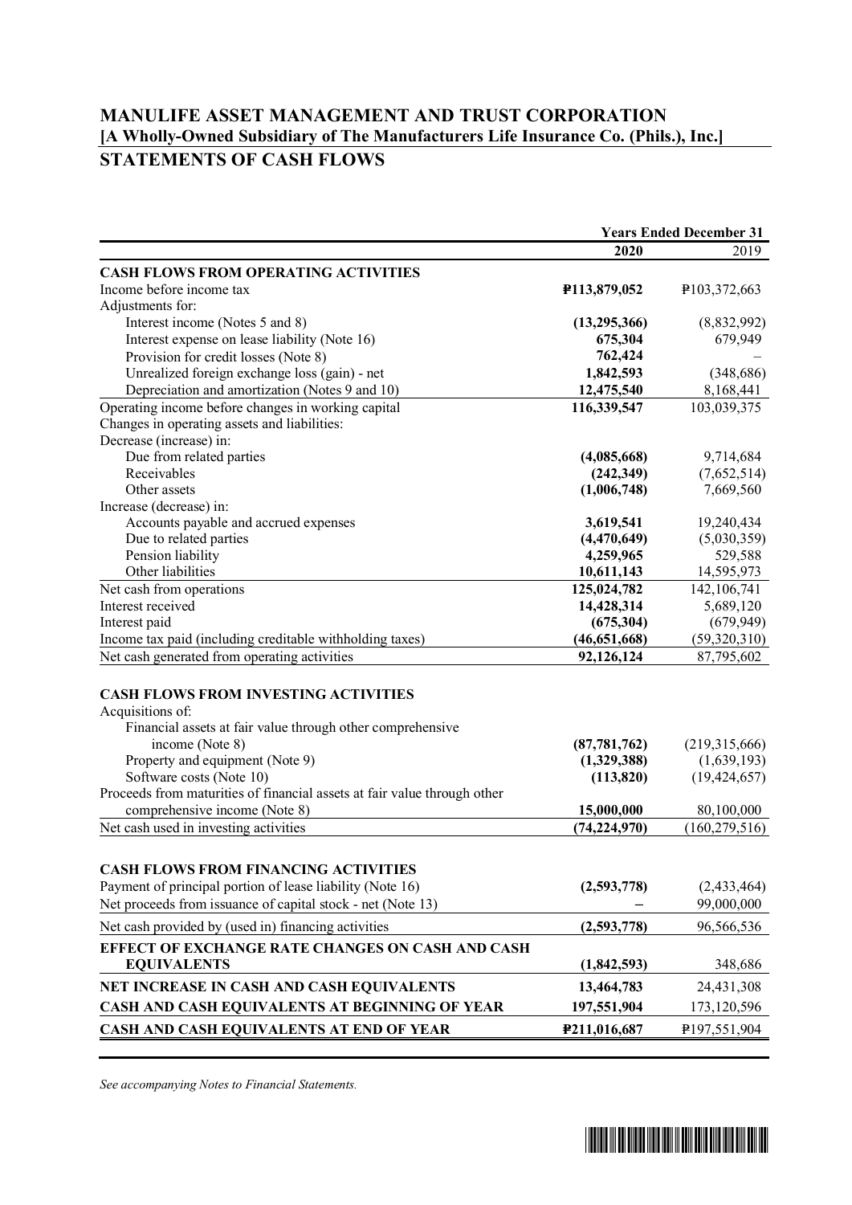# MANULIFE ASSET MANAGEMENT AND TRUST CORPORATION
## [A Wholly-Owned Subsidiary of The Manufacturers Life Insurance Co. (Phils.), Inc.]
## STATEMENTS OF CASH FLOWS

| | Years Ended December 31 | |
|---|---|---|
| | **2020** | 2019 |
| **CASH FLOWS FROM OPERATING ACTIVITIES** | | |
| Income before income tax | **₱113,879,052** | ₱103,372,663 |
| Adjustments for: | | |
| Interest income (Notes 5 and 8) | **(13,295,366)** | (8,832,992) |
| Interest expense on lease liability (Note 16) | **675,304** | 679,949 |
| Provision for credit losses (Note 8) | **762,424** | – |
| Unrealized foreign exchange loss (gain) - net | **1,842,593** | (348,686) |
| Depreciation and amortization (Notes 9 and 10) | **12,475,540** | 8,168,441 |
| Operating income before changes in working capital | **116,339,547** | 103,039,375 |
| Changes in operating assets and liabilities: | | |
| Decrease (increase) in: | | |
| Due from related parties | **(4,085,668)** | 9,714,684 |
| Receivables | **(242,349)** | (7,652,514) |
| Other assets | **(1,006,748)** | 7,669,560 |
| Increase (decrease) in: | | |
| Accounts payable and accrued expenses | **3,619,541** | 19,240,434 |
| Due to related parties | **(4,470,649)** | (5,030,359) |
| Pension liability | **4,259,965** | 529,588 |
| Other liabilities | **10,611,143** | 14,595,973 |
| Net cash from operations | **125,024,782** | 142,106,741 |
| Interest received | **14,428,314** | 5,689,120 |
| Interest paid | **(675,304)** | (679,949) |
| Income tax paid (including creditable withholding taxes) | **(46,651,668)** | (59,320,310) |
| Net cash generated from operating activities | **92,126,124** | 87,795,602 |
| **CASH FLOWS FROM INVESTING ACTIVITIES** | | |
| Acquisitions of: | | |
| Financial assets at fair value through other comprehensive income (Note 8) | **(87,781,762)** | (219,315,666) |
| Property and equipment (Note 9) | **(1,329,388)** | (1,639,193) |
| Software costs (Note 10) | **(113,820)** | (19,424,657) |
| Proceeds from maturities of financial assets at fair value through other comprehensive income (Note 8) | **15,000,000** | 80,100,000 |
| Net cash used in investing activities | **(74,224,970)** | (160,279,516) |
| **CASH FLOWS FROM FINANCING ACTIVITIES** | | |
| Payment of principal portion of lease liability (Note 16) | **(2,593,778)** | (2,433,464) |
| Net proceeds from issuance of capital stock - net (Note 13) | **–** | 99,000,000 |
| Net cash provided by (used in) financing activities | **(2,593,778)** | 96,566,536 |
| **EFFECT OF EXCHANGE RATE CHANGES ON CASH AND CASH EQUIVALENTS** | **(1,842,593)** | 348,686 |
| **NET INCREASE IN CASH AND CASH EQUIVALENTS** | **13,464,783** | 24,431,308 |
| **CASH AND CASH EQUIVALENTS AT BEGINNING OF YEAR** | **197,551,904** | 173,120,596 |
| **CASH AND CASH EQUIVALENTS AT END OF YEAR** | **₱211,016,687** | ₱197,551,904 |

*See accompanying Notes to Financial Statements.*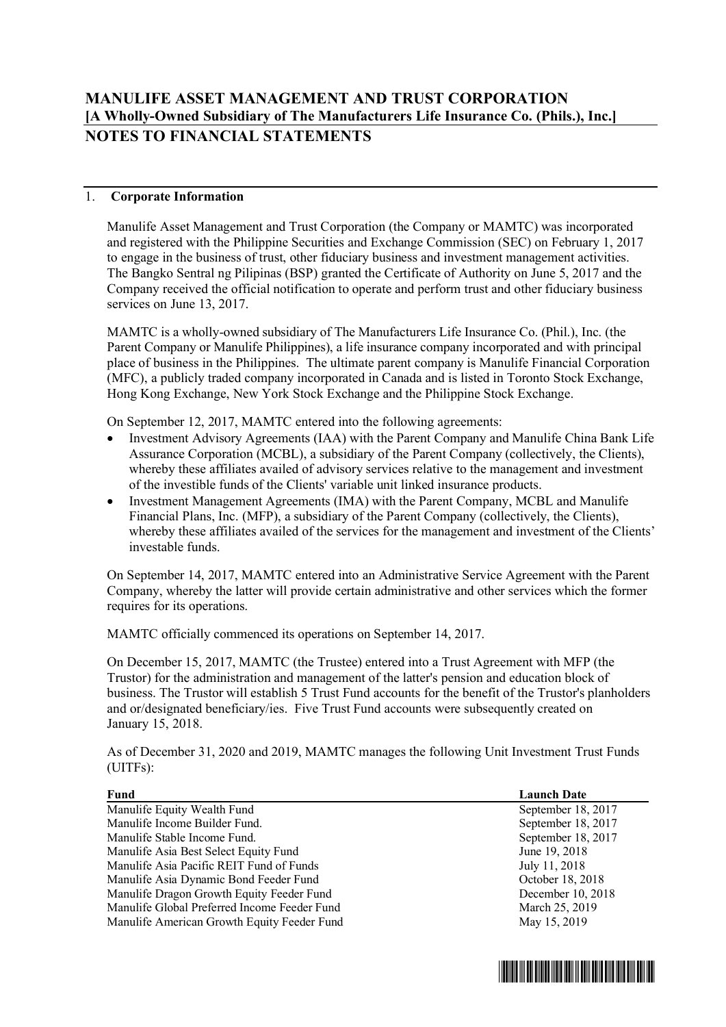# MANULIFE ASSET MANAGEMENT AND TRUST CORPORATION
## [A Wholly-Owned Subsidiary of The Manufacturers Life Insurance Co. (Phils.), Inc.]
## NOTES TO FINANCIAL STATEMENTS

1. **Corporate Information**

Manulife Asset Management and Trust Corporation (the Company or MAMTC) was incorporated and registered with the Philippine Securities and Exchange Commission (SEC) on February 1, 2017 to engage in the business of trust, other fiduciary business and investment management activities. The Bangko Sentral ng Pilipinas (BSP) granted the Certificate of Authority on June 5, 2017 and the Company received the official notification to operate and perform trust and other fiduciary business services on June 13, 2017.

MAMTC is a wholly-owned subsidiary of The Manufacturers Life Insurance Co. (Phil.), Inc. (the Parent Company or Manulife Philippines), a life insurance company incorporated and with principal place of business in the Philippines. The ultimate parent company is Manulife Financial Corporation (MFC), a publicly traded company incorporated in Canada and is listed in Toronto Stock Exchange, Hong Kong Exchange, New York Stock Exchange and the Philippine Stock Exchange.

On September 12, 2017, MAMTC entered into the following agreements:

- Investment Advisory Agreements (IAA) with the Parent Company and Manulife China Bank Life Assurance Corporation (MCBL), a subsidiary of the Parent Company (collectively, the Clients), whereby these affiliates availed of advisory services relative to the management and investment of the investible funds of the Clients' variable unit linked insurance products.
- Investment Management Agreements (IMA) with the Parent Company, MCBL and Manulife Financial Plans, Inc. (MFP), a subsidiary of the Parent Company (collectively, the Clients), whereby these affiliates availed of the services for the management and investment of the Clients' investable funds.

On September 14, 2017, MAMTC entered into an Administrative Service Agreement with the Parent Company, whereby the latter will provide certain administrative and other services which the former requires for its operations.

MAMTC officially commenced its operations on September 14, 2017.

On December 15, 2017, MAMTC (the Trustee) entered into a Trust Agreement with MFP (the Trustor) for the administration and management of the latter's pension and education block of business. The Trustor will establish 5 Trust Fund accounts for the benefit of the Trustor's planholders and or/designated beneficiary/ies. Five Trust Fund accounts were subsequently created on January 15, 2018.

As of December 31, 2020 and 2019, MAMTC manages the following Unit Investment Trust Funds (UITFs):

| Fund | Launch Date |
|---|---|
| Manulife Equity Wealth Fund | September 18, 2017 |
| Manulife Income Builder Fund. | September 18, 2017 |
| Manulife Stable Income Fund. | September 18, 2017 |
| Manulife Asia Best Select Equity Fund | June 19, 2018 |
| Manulife Asia Pacific REIT Fund of Funds | July 11, 2018 |
| Manulife Asia Dynamic Bond Feeder Fund | October 18, 2018 |
| Manulife Dragon Growth Equity Feeder Fund | December 10, 2018 |
| Manulife Global Preferred Income Feeder Fund | March 25, 2019 |
| Manulife American Growth Equity Feeder Fund | May 15, 2019 |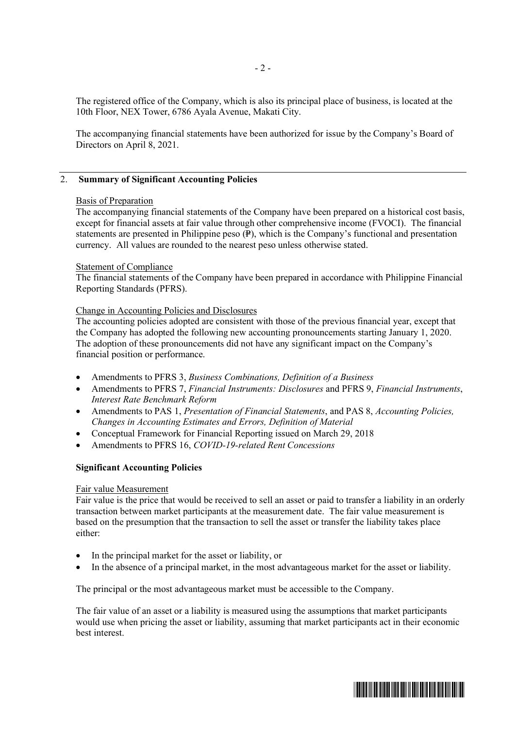The registered office of the Company, which is also its principal place of business, is located at the 10th Floor, NEX Tower, 6786 Ayala Avenue, Makati City.

The accompanying financial statements have been authorized for issue by the Company's Board of Directors on April 8, 2021.

## 2. Summary of Significant Accounting Policies

Basis of Preparation

The accompanying financial statements of the Company have been prepared on a historical cost basis, except for financial assets at fair value through other comprehensive income (FVOCI). The financial statements are presented in Philippine peso (₱), which is the Company's functional and presentation currency. All values are rounded to the nearest peso unless otherwise stated.

Statement of Compliance

The financial statements of the Company have been prepared in accordance with Philippine Financial Reporting Standards (PFRS).

Change in Accounting Policies and Disclosures

The accounting policies adopted are consistent with those of the previous financial year, except that the Company has adopted the following new accounting pronouncements starting January 1, 2020. The adoption of these pronouncements did not have any significant impact on the Company's financial position or performance.

- Amendments to PFRS 3, *Business Combinations, Definition of a Business*
- Amendments to PFRS 7, *Financial Instruments: Disclosures* and PFRS 9, *Financial Instruments*, *Interest Rate Benchmark Reform*
- Amendments to PAS 1, *Presentation of Financial Statements*, and PAS 8, *Accounting Policies, Changes in Accounting Estimates and Errors, Definition of Material*
- Conceptual Framework for Financial Reporting issued on March 29, 2018
- Amendments to PFRS 16, *COVID-19-related Rent Concessions*

**Significant Accounting Policies**

Fair value Measurement

Fair value is the price that would be received to sell an asset or paid to transfer a liability in an orderly transaction between market participants at the measurement date. The fair value measurement is based on the presumption that the transaction to sell the asset or transfer the liability takes place either:

- In the principal market for the asset or liability, or
- In the absence of a principal market, in the most advantageous market for the asset or liability.

The principal or the most advantageous market must be accessible to the Company.

The fair value of an asset or a liability is measured using the assumptions that market participants would use when pricing the asset or liability, assuming that market participants act in their economic best interest.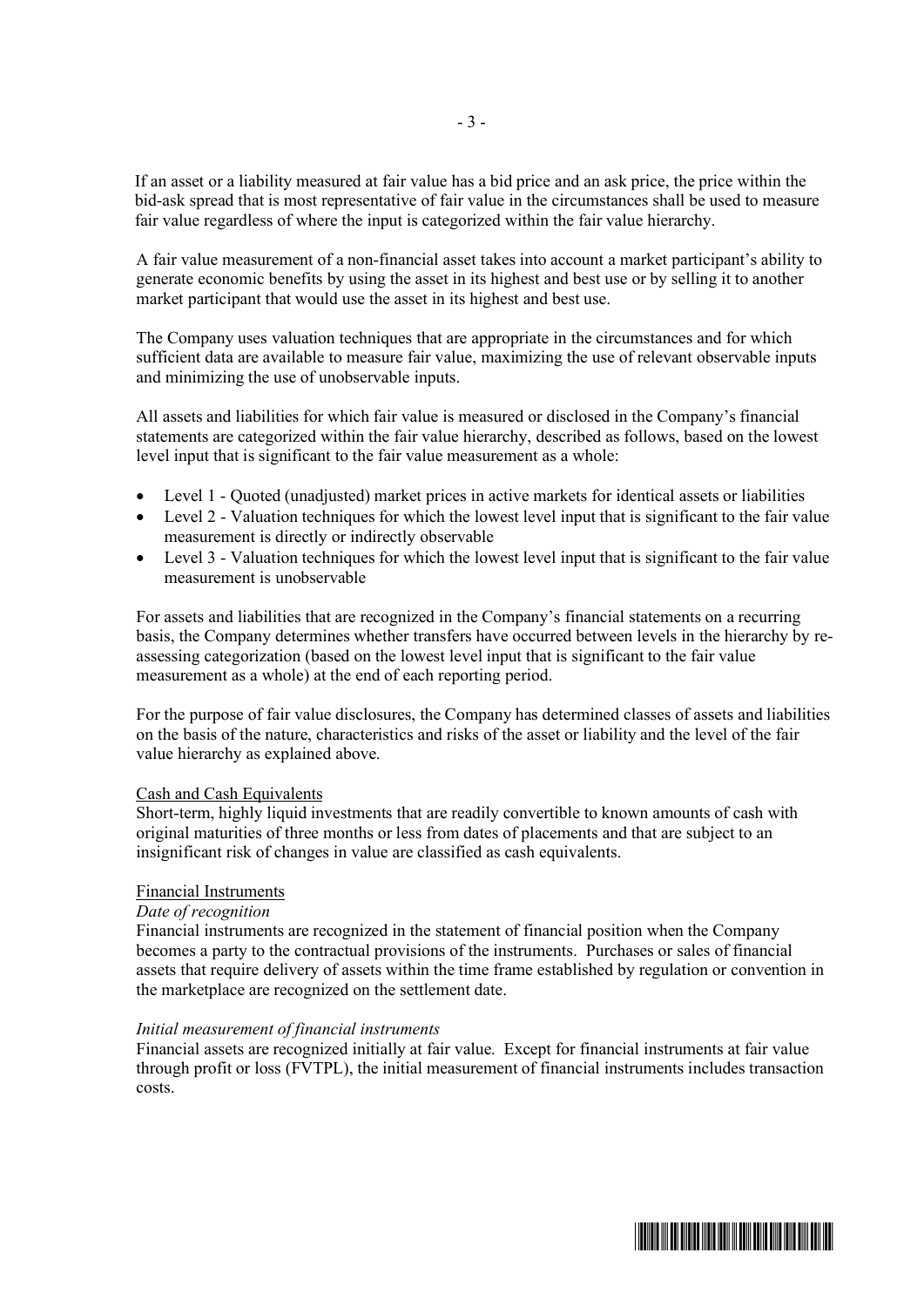If an asset or a liability measured at fair value has a bid price and an ask price, the price within the bid-ask spread that is most representative of fair value in the circumstances shall be used to measure fair value regardless of where the input is categorized within the fair value hierarchy.

A fair value measurement of a non-financial asset takes into account a market participant's ability to generate economic benefits by using the asset in its highest and best use or by selling it to another market participant that would use the asset in its highest and best use.

The Company uses valuation techniques that are appropriate in the circumstances and for which sufficient data are available to measure fair value, maximizing the use of relevant observable inputs and minimizing the use of unobservable inputs.

All assets and liabilities for which fair value is measured or disclosed in the Company's financial statements are categorized within the fair value hierarchy, described as follows, based on the lowest level input that is significant to the fair value measurement as a whole:

- Level 1 - Quoted (unadjusted) market prices in active markets for identical assets or liabilities
- Level 2 - Valuation techniques for which the lowest level input that is significant to the fair value measurement is directly or indirectly observable
- Level 3 - Valuation techniques for which the lowest level input that is significant to the fair value measurement is unobservable

For assets and liabilities that are recognized in the Company's financial statements on a recurring basis, the Company determines whether transfers have occurred between levels in the hierarchy by re-assessing categorization (based on the lowest level input that is significant to the fair value measurement as a whole) at the end of each reporting period.

For the purpose of fair value disclosures, the Company has determined classes of assets and liabilities on the basis of the nature, characteristics and risks of the asset or liability and the level of the fair value hierarchy as explained above.

Cash and Cash Equivalents

Short-term, highly liquid investments that are readily convertible to known amounts of cash with original maturities of three months or less from dates of placements and that are subject to an insignificant risk of changes in value are classified as cash equivalents.

Financial Instruments

*Date of recognition*

Financial instruments are recognized in the statement of financial position when the Company becomes a party to the contractual provisions of the instruments. Purchases or sales of financial assets that require delivery of assets within the time frame established by regulation or convention in the marketplace are recognized on the settlement date.

*Initial measurement of financial instruments*

Financial assets are recognized initially at fair value. Except for financial instruments at fair value through profit or loss (FVTPL), the initial measurement of financial instruments includes transaction costs.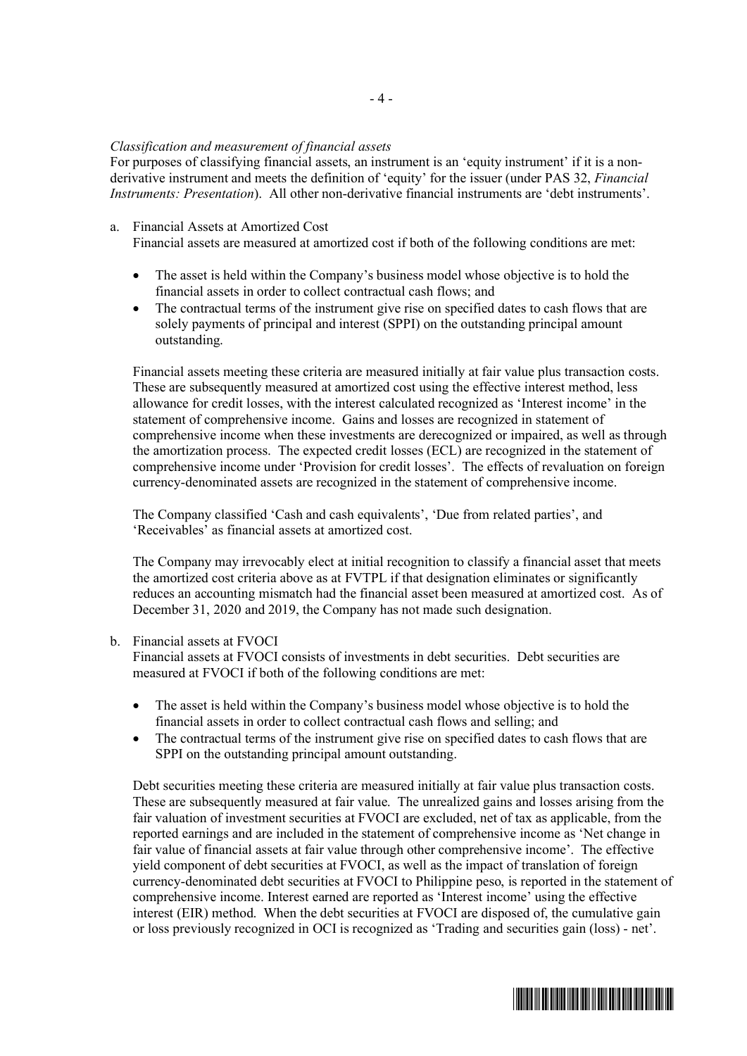*Classification and measurement of financial assets*

For purposes of classifying financial assets, an instrument is an 'equity instrument' if it is a non-derivative instrument and meets the definition of 'equity' for the issuer (under PAS 32, *Financial Instruments: Presentation*). All other non-derivative financial instruments are 'debt instruments'.

a. Financial Assets at Amortized Cost

   Financial assets are measured at amortized cost if both of the following conditions are met:

   - The asset is held within the Company's business model whose objective is to hold the financial assets in order to collect contractual cash flows; and
   - The contractual terms of the instrument give rise on specified dates to cash flows that are solely payments of principal and interest (SPPI) on the outstanding principal amount outstanding.

   Financial assets meeting these criteria are measured initially at fair value plus transaction costs. These are subsequently measured at amortized cost using the effective interest method, less allowance for credit losses, with the interest calculated recognized as 'Interest income' in the statement of comprehensive income. Gains and losses are recognized in statement of comprehensive income when these investments are derecognized or impaired, as well as through the amortization process. The expected credit losses (ECL) are recognized in the statement of comprehensive income under 'Provision for credit losses'. The effects of revaluation on foreign currency-denominated assets are recognized in the statement of comprehensive income.

   The Company classified 'Cash and cash equivalents', 'Due from related parties', and 'Receivables' as financial assets at amortized cost.

   The Company may irrevocably elect at initial recognition to classify a financial asset that meets the amortized cost criteria above as at FVTPL if that designation eliminates or significantly reduces an accounting mismatch had the financial asset been measured at amortized cost. As of December 31, 2020 and 2019, the Company has not made such designation.

b. Financial assets at FVOCI

   Financial assets at FVOCI consists of investments in debt securities. Debt securities are measured at FVOCI if both of the following conditions are met:

   - The asset is held within the Company's business model whose objective is to hold the financial assets in order to collect contractual cash flows and selling; and
   - The contractual terms of the instrument give rise on specified dates to cash flows that are SPPI on the outstanding principal amount outstanding.

   Debt securities meeting these criteria are measured initially at fair value plus transaction costs. These are subsequently measured at fair value. The unrealized gains and losses arising from the fair valuation of investment securities at FVOCI are excluded, net of tax as applicable, from the reported earnings and are included in the statement of comprehensive income as 'Net change in fair value of financial assets at fair value through other comprehensive income'. The effective yield component of debt securities at FVOCI, as well as the impact of translation of foreign currency-denominated debt securities at FVOCI to Philippine peso, is reported in the statement of comprehensive income. Interest earned are reported as 'Interest income' using the effective interest (EIR) method. When the debt securities at FVOCI are disposed of, the cumulative gain or loss previously recognized in OCI is recognized as 'Trading and securities gain (loss) - net'.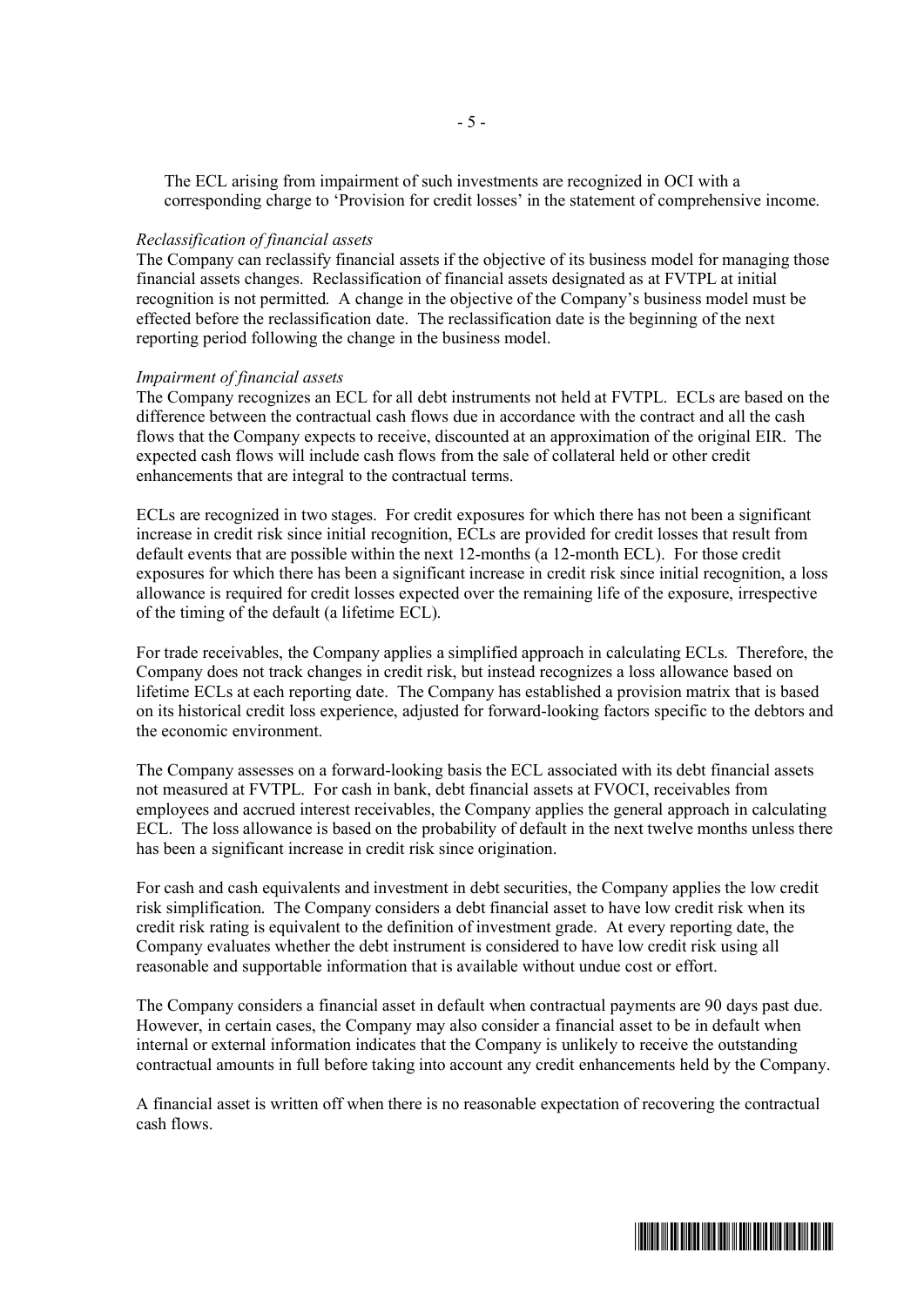The ECL arising from impairment of such investments are recognized in OCI with a corresponding charge to 'Provision for credit losses' in the statement of comprehensive income.

*Reclassification of financial assets*
The Company can reclassify financial assets if the objective of its business model for managing those financial assets changes. Reclassification of financial assets designated as at FVTPL at initial recognition is not permitted. A change in the objective of the Company's business model must be effected before the reclassification date. The reclassification date is the beginning of the next reporting period following the change in the business model.

*Impairment of financial assets*
The Company recognizes an ECL for all debt instruments not held at FVTPL. ECLs are based on the difference between the contractual cash flows due in accordance with the contract and all the cash flows that the Company expects to receive, discounted at an approximation of the original EIR. The expected cash flows will include cash flows from the sale of collateral held or other credit enhancements that are integral to the contractual terms.

ECLs are recognized in two stages. For credit exposures for which there has not been a significant increase in credit risk since initial recognition, ECLs are provided for credit losses that result from default events that are possible within the next 12-months (a 12-month ECL). For those credit exposures for which there has been a significant increase in credit risk since initial recognition, a loss allowance is required for credit losses expected over the remaining life of the exposure, irrespective of the timing of the default (a lifetime ECL).

For trade receivables, the Company applies a simplified approach in calculating ECLs. Therefore, the Company does not track changes in credit risk, but instead recognizes a loss allowance based on lifetime ECLs at each reporting date. The Company has established a provision matrix that is based on its historical credit loss experience, adjusted for forward-looking factors specific to the debtors and the economic environment.

The Company assesses on a forward-looking basis the ECL associated with its debt financial assets not measured at FVTPL. For cash in bank, debt financial assets at FVOCI, receivables from employees and accrued interest receivables, the Company applies the general approach in calculating ECL. The loss allowance is based on the probability of default in the next twelve months unless there has been a significant increase in credit risk since origination.

For cash and cash equivalents and investment in debt securities, the Company applies the low credit risk simplification. The Company considers a debt financial asset to have low credit risk when its credit risk rating is equivalent to the definition of investment grade. At every reporting date, the Company evaluates whether the debt instrument is considered to have low credit risk using all reasonable and supportable information that is available without undue cost or effort.

The Company considers a financial asset in default when contractual payments are 90 days past due. However, in certain cases, the Company may also consider a financial asset to be in default when internal or external information indicates that the Company is unlikely to receive the outstanding contractual amounts in full before taking into account any credit enhancements held by the Company.

A financial asset is written off when there is no reasonable expectation of recovering the contractual cash flows.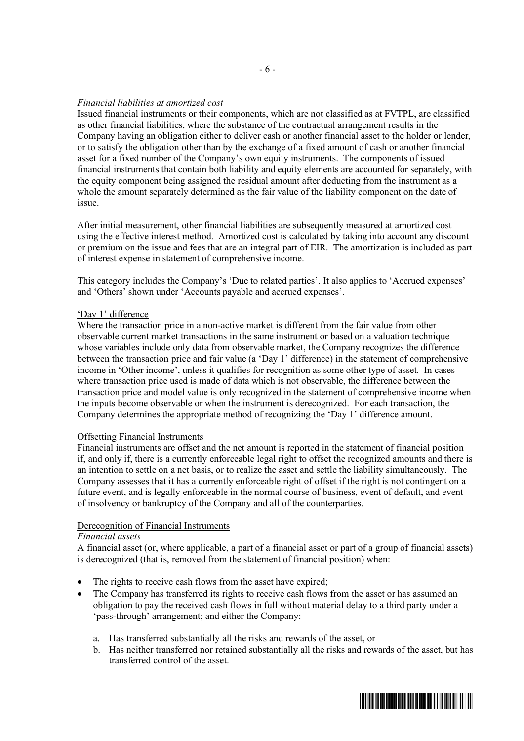*Financial liabilities at amortized cost*

Issued financial instruments or their components, which are not classified as at FVTPL, are classified as other financial liabilities, where the substance of the contractual arrangement results in the Company having an obligation either to deliver cash or another financial asset to the holder or lender, or to satisfy the obligation other than by the exchange of a fixed amount of cash or another financial asset for a fixed number of the Company's own equity instruments. The components of issued financial instruments that contain both liability and equity elements are accounted for separately, with the equity component being assigned the residual amount after deducting from the instrument as a whole the amount separately determined as the fair value of the liability component on the date of issue.

After initial measurement, other financial liabilities are subsequently measured at amortized cost using the effective interest method. Amortized cost is calculated by taking into account any discount or premium on the issue and fees that are an integral part of EIR. The amortization is included as part of interest expense in statement of comprehensive income.

This category includes the Company's 'Due to related parties'. It also applies to 'Accrued expenses' and 'Others' shown under 'Accounts payable and accrued expenses'.

'Day 1' difference

Where the transaction price in a non-active market is different from the fair value from other observable current market transactions in the same instrument or based on a valuation technique whose variables include only data from observable market, the Company recognizes the difference between the transaction price and fair value (a 'Day 1' difference) in the statement of comprehensive income in 'Other income', unless it qualifies for recognition as some other type of asset. In cases where transaction price used is made of data which is not observable, the difference between the transaction price and model value is only recognized in the statement of comprehensive income when the inputs become observable or when the instrument is derecognized. For each transaction, the Company determines the appropriate method of recognizing the 'Day 1' difference amount.

Offsetting Financial Instruments

Financial instruments are offset and the net amount is reported in the statement of financial position if, and only if, there is a currently enforceable legal right to offset the recognized amounts and there is an intention to settle on a net basis, or to realize the asset and settle the liability simultaneously. The Company assesses that it has a currently enforceable right of offset if the right is not contingent on a future event, and is legally enforceable in the normal course of business, event of default, and event of insolvency or bankruptcy of the Company and all of the counterparties.

Derecognition of Financial Instruments

*Financial assets*

A financial asset (or, where applicable, a part of a financial asset or part of a group of financial assets) is derecognized (that is, removed from the statement of financial position) when:

- The rights to receive cash flows from the asset have expired;
- The Company has transferred its rights to receive cash flows from the asset or has assumed an obligation to pay the received cash flows in full without material delay to a third party under a 'pass-through' arrangement; and either the Company:

  a. Has transferred substantially all the risks and rewards of the asset, or
  b. Has neither transferred nor retained substantially all the risks and rewards of the asset, but has transferred control of the asset.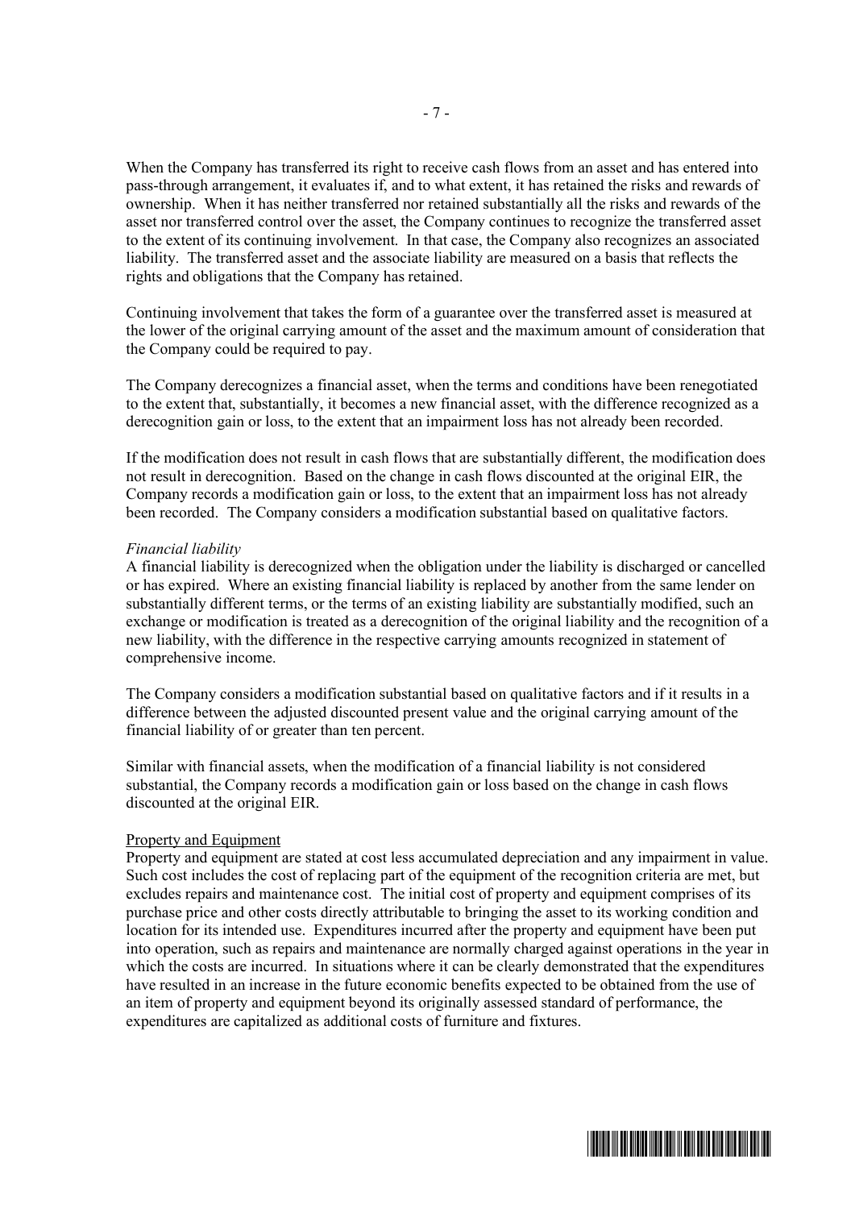When the Company has transferred its right to receive cash flows from an asset and has entered into pass-through arrangement, it evaluates if, and to what extent, it has retained the risks and rewards of ownership. When it has neither transferred nor retained substantially all the risks and rewards of the asset nor transferred control over the asset, the Company continues to recognize the transferred asset to the extent of its continuing involvement. In that case, the Company also recognizes an associated liability. The transferred asset and the associate liability are measured on a basis that reflects the rights and obligations that the Company has retained.

Continuing involvement that takes the form of a guarantee over the transferred asset is measured at the lower of the original carrying amount of the asset and the maximum amount of consideration that the Company could be required to pay.

The Company derecognizes a financial asset, when the terms and conditions have been renegotiated to the extent that, substantially, it becomes a new financial asset, with the difference recognized as a derecognition gain or loss, to the extent that an impairment loss has not already been recorded.

If the modification does not result in cash flows that are substantially different, the modification does not result in derecognition. Based on the change in cash flows discounted at the original EIR, the Company records a modification gain or loss, to the extent that an impairment loss has not already been recorded. The Company considers a modification substantial based on qualitative factors.

*Financial liability*
A financial liability is derecognized when the obligation under the liability is discharged or cancelled or has expired. Where an existing financial liability is replaced by another from the same lender on substantially different terms, or the terms of an existing liability are substantially modified, such an exchange or modification is treated as a derecognition of the original liability and the recognition of a new liability, with the difference in the respective carrying amounts recognized in statement of comprehensive income.

The Company considers a modification substantial based on qualitative factors and if it results in a difference between the adjusted discounted present value and the original carrying amount of the financial liability of or greater than ten percent.

Similar with financial assets, when the modification of a financial liability is not considered substantial, the Company records a modification gain or loss based on the change in cash flows discounted at the original EIR.

Property and Equipment
Property and equipment are stated at cost less accumulated depreciation and any impairment in value. Such cost includes the cost of replacing part of the equipment of the recognition criteria are met, but excludes repairs and maintenance cost. The initial cost of property and equipment comprises of its purchase price and other costs directly attributable to bringing the asset to its working condition and location for its intended use. Expenditures incurred after the property and equipment have been put into operation, such as repairs and maintenance are normally charged against operations in the year in which the costs are incurred. In situations where it can be clearly demonstrated that the expenditures have resulted in an increase in the future economic benefits expected to be obtained from the use of an item of property and equipment beyond its originally assessed standard of performance, the expenditures are capitalized as additional costs of furniture and fixtures.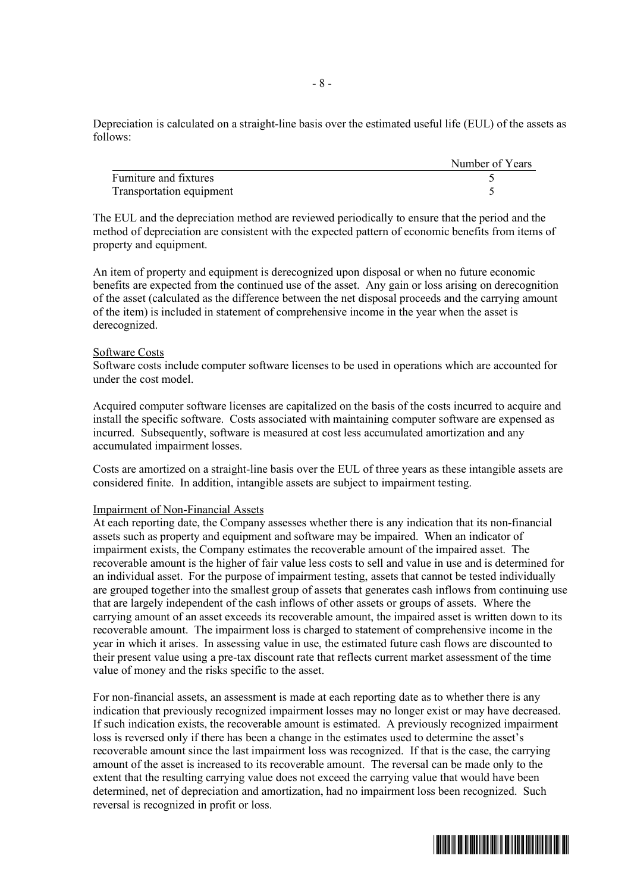Depreciation is calculated on a straight-line basis over the estimated useful life (EUL) of the assets as follows:

| | Number of Years |
|---|---|
| Furniture and fixtures | 5 |
| Transportation equipment | 5 |

The EUL and the depreciation method are reviewed periodically to ensure that the period and the method of depreciation are consistent with the expected pattern of economic benefits from items of property and equipment.

An item of property and equipment is derecognized upon disposal or when no future economic benefits are expected from the continued use of the asset. Any gain or loss arising on derecognition of the asset (calculated as the difference between the net disposal proceeds and the carrying amount of the item) is included in statement of comprehensive income in the year when the asset is derecognized.

Software Costs

Software costs include computer software licenses to be used in operations which are accounted for under the cost model.

Acquired computer software licenses are capitalized on the basis of the costs incurred to acquire and install the specific software. Costs associated with maintaining computer software are expensed as incurred. Subsequently, software is measured at cost less accumulated amortization and any accumulated impairment losses.

Costs are amortized on a straight-line basis over the EUL of three years as these intangible assets are considered finite. In addition, intangible assets are subject to impairment testing.

Impairment of Non-Financial Assets

At each reporting date, the Company assesses whether there is any indication that its non-financial assets such as property and equipment and software may be impaired. When an indicator of impairment exists, the Company estimates the recoverable amount of the impaired asset. The recoverable amount is the higher of fair value less costs to sell and value in use and is determined for an individual asset. For the purpose of impairment testing, assets that cannot be tested individually are grouped together into the smallest group of assets that generates cash inflows from continuing use that are largely independent of the cash inflows of other assets or groups of assets. Where the carrying amount of an asset exceeds its recoverable amount, the impaired asset is written down to its recoverable amount. The impairment loss is charged to statement of comprehensive income in the year in which it arises. In assessing value in use, the estimated future cash flows are discounted to their present value using a pre-tax discount rate that reflects current market assessment of the time value of money and the risks specific to the asset.

For non-financial assets, an assessment is made at each reporting date as to whether there is any indication that previously recognized impairment losses may no longer exist or may have decreased. If such indication exists, the recoverable amount is estimated. A previously recognized impairment loss is reversed only if there has been a change in the estimates used to determine the asset's recoverable amount since the last impairment loss was recognized. If that is the case, the carrying amount of the asset is increased to its recoverable amount. The reversal can be made only to the extent that the resulting carrying value does not exceed the carrying value that would have been determined, net of depreciation and amortization, had no impairment loss been recognized. Such reversal is recognized in profit or loss.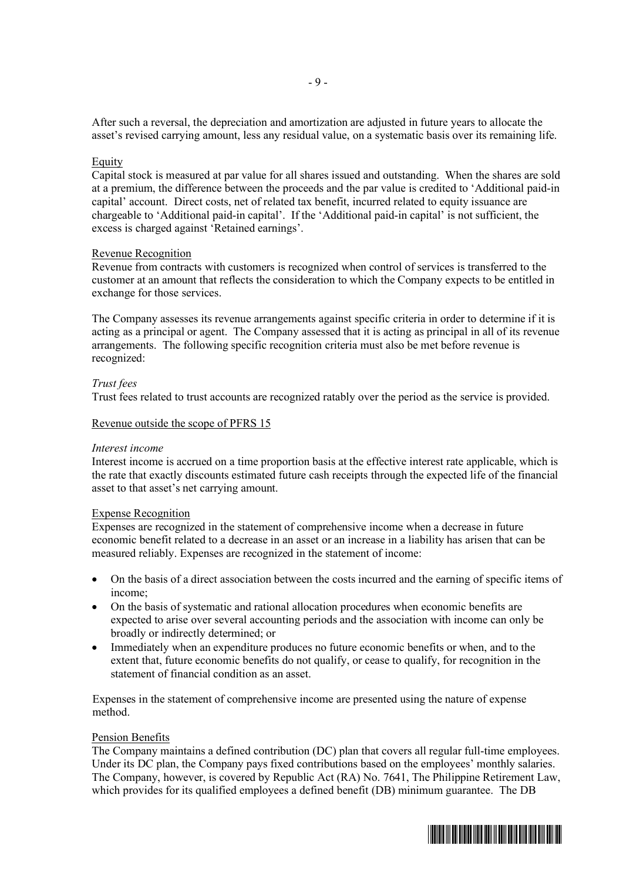After such a reversal, the depreciation and amortization are adjusted in future years to allocate the asset's revised carrying amount, less any residual value, on a systematic basis over its remaining life.

### Equity

Capital stock is measured at par value for all shares issued and outstanding. When the shares are sold at a premium, the difference between the proceeds and the par value is credited to 'Additional paid-in capital' account. Direct costs, net of related tax benefit, incurred related to equity issuance are chargeable to 'Additional paid-in capital'. If the 'Additional paid-in capital' is not sufficient, the excess is charged against 'Retained earnings'.

### Revenue Recognition

Revenue from contracts with customers is recognized when control of services is transferred to the customer at an amount that reflects the consideration to which the Company expects to be entitled in exchange for those services.

The Company assesses its revenue arrangements against specific criteria in order to determine if it is acting as a principal or agent. The Company assessed that it is acting as principal in all of its revenue arrangements. The following specific recognition criteria must also be met before revenue is recognized:

*Trust fees*

Trust fees related to trust accounts are recognized ratably over the period as the service is provided.

### Revenue outside the scope of PFRS 15

*Interest income*

Interest income is accrued on a time proportion basis at the effective interest rate applicable, which is the rate that exactly discounts estimated future cash receipts through the expected life of the financial asset to that asset's net carrying amount.

### Expense Recognition

Expenses are recognized in the statement of comprehensive income when a decrease in future economic benefit related to a decrease in an asset or an increase in a liability has arisen that can be measured reliably. Expenses are recognized in the statement of income:

- On the basis of a direct association between the costs incurred and the earning of specific items of income;
- On the basis of systematic and rational allocation procedures when economic benefits are expected to arise over several accounting periods and the association with income can only be broadly or indirectly determined; or
- Immediately when an expenditure produces no future economic benefits or when, and to the extent that, future economic benefits do not qualify, or cease to qualify, for recognition in the statement of financial condition as an asset.

Expenses in the statement of comprehensive income are presented using the nature of expense method.

### Pension Benefits

The Company maintains a defined contribution (DC) plan that covers all regular full-time employees. Under its DC plan, the Company pays fixed contributions based on the employees' monthly salaries. The Company, however, is covered by Republic Act (RA) No. 7641, The Philippine Retirement Law, which provides for its qualified employees a defined benefit (DB) minimum guarantee. The DB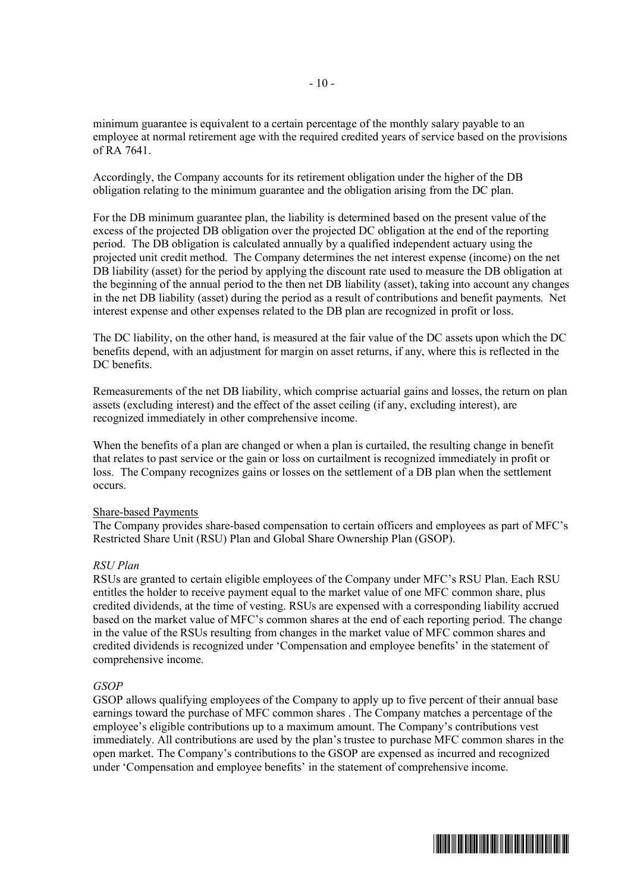minimum guarantee is equivalent to a certain percentage of the monthly salary payable to an employee at normal retirement age with the required credited years of service based on the provisions of RA 7641.

Accordingly, the Company accounts for its retirement obligation under the higher of the DB obligation relating to the minimum guarantee and the obligation arising from the DC plan.

For the DB minimum guarantee plan, the liability is determined based on the present value of the excess of the projected DB obligation over the projected DC obligation at the end of the reporting period. The DB obligation is calculated annually by a qualified independent actuary using the projected unit credit method. The Company determines the net interest expense (income) on the net DB liability (asset) for the period by applying the discount rate used to measure the DB obligation at the beginning of the annual period to the then net DB liability (asset), taking into account any changes in the net DB liability (asset) during the period as a result of contributions and benefit payments. Net interest expense and other expenses related to the DB plan are recognized in profit or loss.

The DC liability, on the other hand, is measured at the fair value of the DC assets upon which the DC benefits depend, with an adjustment for margin on asset returns, if any, where this is reflected in the DC benefits.

Remeasurements of the net DB liability, which comprise actuarial gains and losses, the return on plan assets (excluding interest) and the effect of the asset ceiling (if any, excluding interest), are recognized immediately in other comprehensive income.

When the benefits of a plan are changed or when a plan is curtailed, the resulting change in benefit that relates to past service or the gain or loss on curtailment is recognized immediately in profit or loss. The Company recognizes gains or losses on the settlement of a DB plan when the settlement occurs.

Share-based Payments

The Company provides share-based compensation to certain officers and employees as part of MFC's Restricted Share Unit (RSU) Plan and Global Share Ownership Plan (GSOP).

*RSU Plan*

RSUs are granted to certain eligible employees of the Company under MFC's RSU Plan. Each RSU entitles the holder to receive payment equal to the market value of one MFC common share, plus credited dividends, at the time of vesting. RSUs are expensed with a corresponding liability accrued based on the market value of MFC's common shares at the end of each reporting period. The change in the value of the RSUs resulting from changes in the market value of MFC common shares and credited dividends is recognized under 'Compensation and employee benefits' in the statement of comprehensive income.

*GSOP*

GSOP allows qualifying employees of the Company to apply up to five percent of their annual base earnings toward the purchase of MFC common shares . The Company matches a percentage of the employee's eligible contributions up to a maximum amount. The Company's contributions vest immediately. All contributions are used by the plan's trustee to purchase MFC common shares in the open market. The Company's contributions to the GSOP are expensed as incurred and recognized under 'Compensation and employee benefits' in the statement of comprehensive income.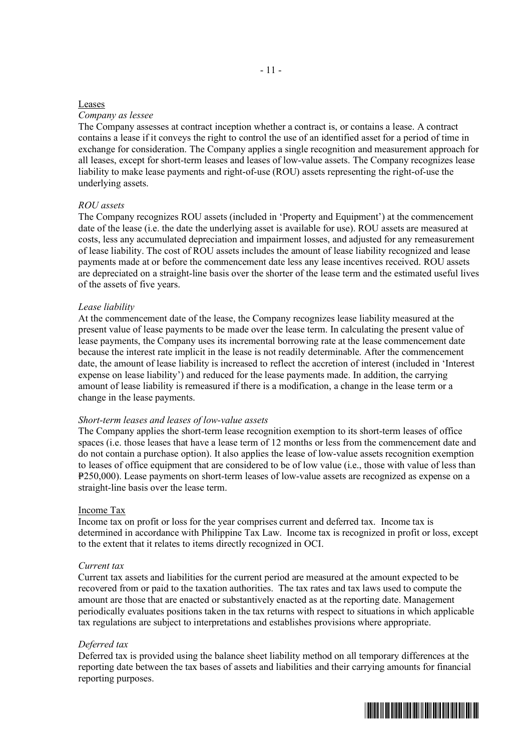Leases

*Company as lessee*

The Company assesses at contract inception whether a contract is, or contains a lease. A contract contains a lease if it conveys the right to control the use of an identified asset for a period of time in exchange for consideration. The Company applies a single recognition and measurement approach for all leases, except for short-term leases and leases of low-value assets. The Company recognizes lease liability to make lease payments and right-of-use (ROU) assets representing the right-of-use the underlying assets.

*ROU assets*

The Company recognizes ROU assets (included in 'Property and Equipment') at the commencement date of the lease (i.e. the date the underlying asset is available for use). ROU assets are measured at costs, less any accumulated depreciation and impairment losses, and adjusted for any remeasurement of lease liability. The cost of ROU assets includes the amount of lease liability recognized and lease payments made at or before the commencement date less any lease incentives received. ROU assets are depreciated on a straight-line basis over the shorter of the lease term and the estimated useful lives of the assets of five years.

*Lease liability*

At the commencement date of the lease, the Company recognizes lease liability measured at the present value of lease payments to be made over the lease term. In calculating the present value of lease payments, the Company uses its incremental borrowing rate at the lease commencement date because the interest rate implicit in the lease is not readily determinable. After the commencement date, the amount of lease liability is increased to reflect the accretion of interest (included in 'Interest expense on lease liability') and reduced for the lease payments made. In addition, the carrying amount of lease liability is remeasured if there is a modification, a change in the lease term or a change in the lease payments.

*Short-term leases and leases of low-value assets*

The Company applies the short-term lease recognition exemption to its short-term leases of office spaces (i.e. those leases that have a lease term of 12 months or less from the commencement date and do not contain a purchase option). It also applies the lease of low-value assets recognition exemption to leases of office equipment that are considered to be of low value (i.e., those with value of less than ₱250,000). Lease payments on short-term leases of low-value assets are recognized as expense on a straight-line basis over the lease term.

Income Tax

Income tax on profit or loss for the year comprises current and deferred tax. Income tax is determined in accordance with Philippine Tax Law. Income tax is recognized in profit or loss, except to the extent that it relates to items directly recognized in OCI.

*Current tax*

Current tax assets and liabilities for the current period are measured at the amount expected to be recovered from or paid to the taxation authorities. The tax rates and tax laws used to compute the amount are those that are enacted or substantively enacted as at the reporting date. Management periodically evaluates positions taken in the tax returns with respect to situations in which applicable tax regulations are subject to interpretations and establishes provisions where appropriate.

*Deferred tax*

Deferred tax is provided using the balance sheet liability method on all temporary differences at the reporting date between the tax bases of assets and liabilities and their carrying amounts for financial reporting purposes.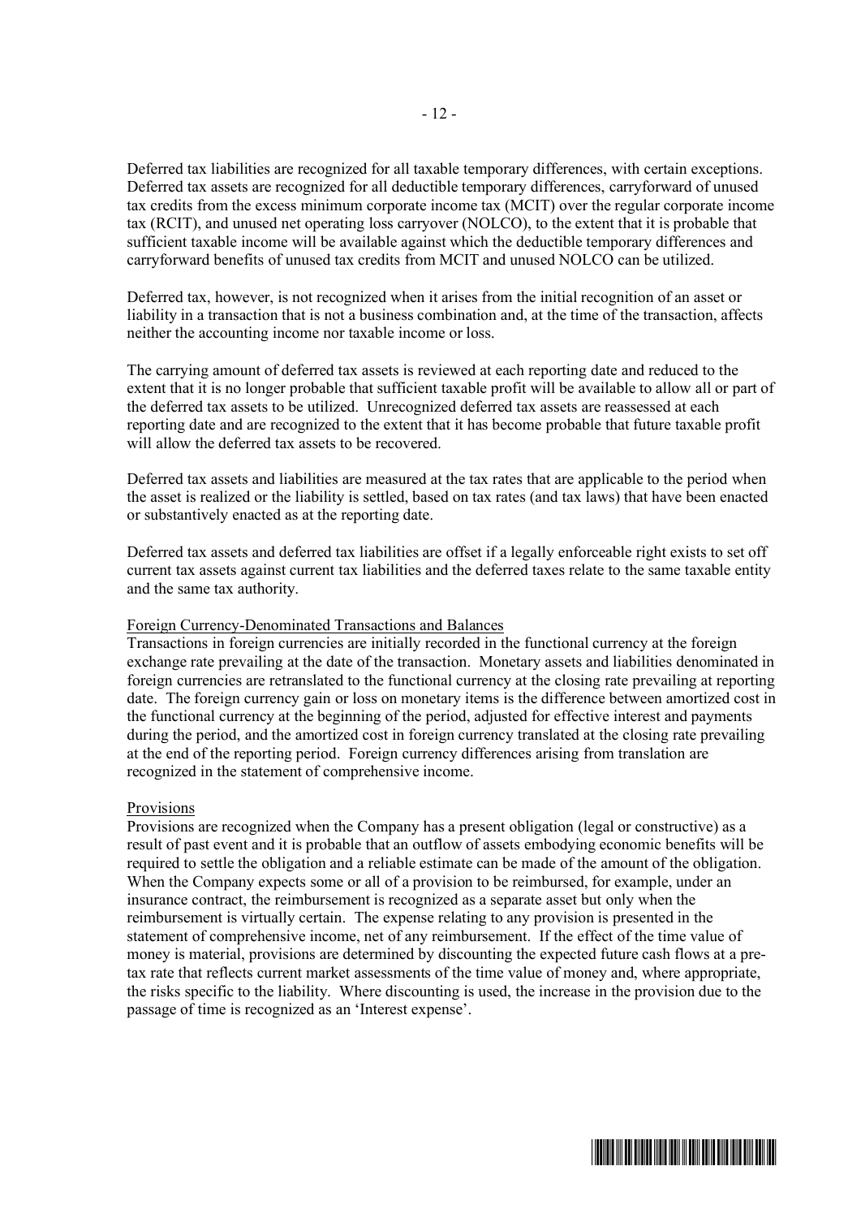Deferred tax liabilities are recognized for all taxable temporary differences, with certain exceptions. Deferred tax assets are recognized for all deductible temporary differences, carryforward of unused tax credits from the excess minimum corporate income tax (MCIT) over the regular corporate income tax (RCIT), and unused net operating loss carryover (NOLCO), to the extent that it is probable that sufficient taxable income will be available against which the deductible temporary differences and carryforward benefits of unused tax credits from MCIT and unused NOLCO can be utilized.

Deferred tax, however, is not recognized when it arises from the initial recognition of an asset or liability in a transaction that is not a business combination and, at the time of the transaction, affects neither the accounting income nor taxable income or loss.

The carrying amount of deferred tax assets is reviewed at each reporting date and reduced to the extent that it is no longer probable that sufficient taxable profit will be available to allow all or part of the deferred tax assets to be utilized. Unrecognized deferred tax assets are reassessed at each reporting date and are recognized to the extent that it has become probable that future taxable profit will allow the deferred tax assets to be recovered.

Deferred tax assets and liabilities are measured at the tax rates that are applicable to the period when the asset is realized or the liability is settled, based on tax rates (and tax laws) that have been enacted or substantively enacted as at the reporting date.

Deferred tax assets and deferred tax liabilities are offset if a legally enforceable right exists to set off current tax assets against current tax liabilities and the deferred taxes relate to the same taxable entity and the same tax authority.

Foreign Currency-Denominated Transactions and Balances

Transactions in foreign currencies are initially recorded in the functional currency at the foreign exchange rate prevailing at the date of the transaction. Monetary assets and liabilities denominated in foreign currencies are retranslated to the functional currency at the closing rate prevailing at reporting date. The foreign currency gain or loss on monetary items is the difference between amortized cost in the functional currency at the beginning of the period, adjusted for effective interest and payments during the period, and the amortized cost in foreign currency translated at the closing rate prevailing at the end of the reporting period. Foreign currency differences arising from translation are recognized in the statement of comprehensive income.

Provisions

Provisions are recognized when the Company has a present obligation (legal or constructive) as a result of past event and it is probable that an outflow of assets embodying economic benefits will be required to settle the obligation and a reliable estimate can be made of the amount of the obligation. When the Company expects some or all of a provision to be reimbursed, for example, under an insurance contract, the reimbursement is recognized as a separate asset but only when the reimbursement is virtually certain. The expense relating to any provision is presented in the statement of comprehensive income, net of any reimbursement. If the effect of the time value of money is material, provisions are determined by discounting the expected future cash flows at a pre-tax rate that reflects current market assessments of the time value of money and, where appropriate, the risks specific to the liability. Where discounting is used, the increase in the provision due to the passage of time is recognized as an 'Interest expense'.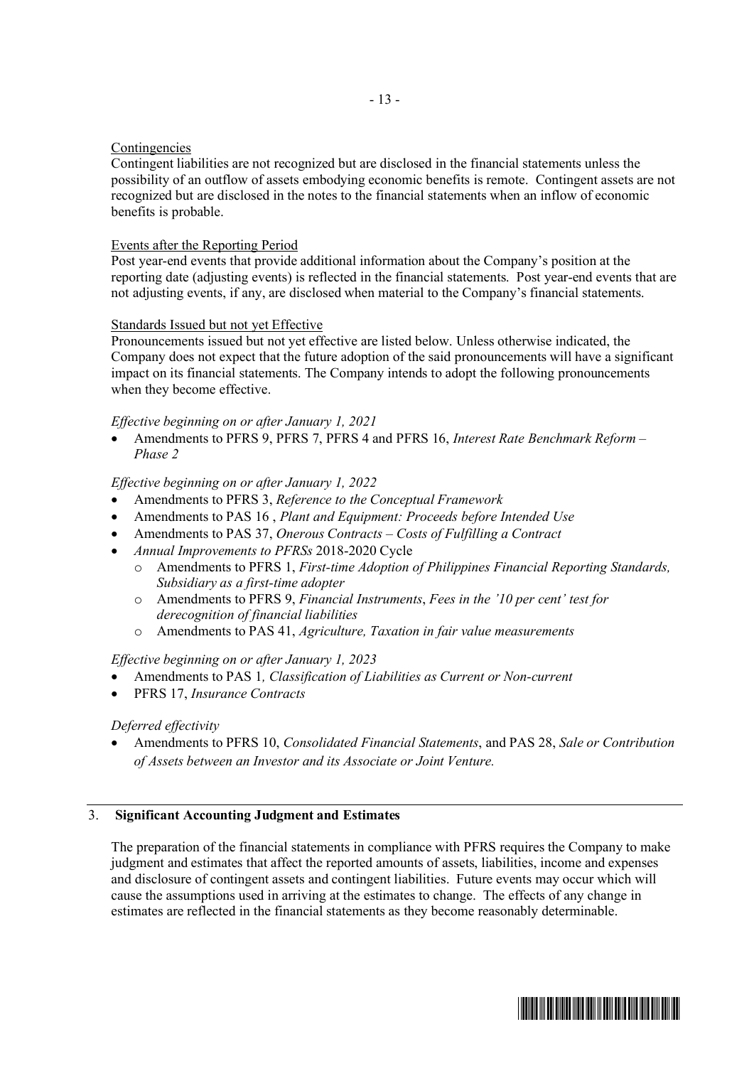Contingencies

Contingent liabilities are not recognized but are disclosed in the financial statements unless the possibility of an outflow of assets embodying economic benefits is remote. Contingent assets are not recognized but are disclosed in the notes to the financial statements when an inflow of economic benefits is probable.

Events after the Reporting Period

Post year-end events that provide additional information about the Company's position at the reporting date (adjusting events) is reflected in the financial statements. Post year-end events that are not adjusting events, if any, are disclosed when material to the Company's financial statements.

Standards Issued but not yet Effective

Pronouncements issued but not yet effective are listed below. Unless otherwise indicated, the Company does not expect that the future adoption of the said pronouncements will have a significant impact on its financial statements. The Company intends to adopt the following pronouncements when they become effective.

*Effective beginning on or after January 1, 2021*

- Amendments to PFRS 9, PFRS 7, PFRS 4 and PFRS 16, *Interest Rate Benchmark Reform – Phase 2*

*Effective beginning on or after January 1, 2022*

- Amendments to PFRS 3, *Reference to the Conceptual Framework*
- Amendments to PAS 16 , *Plant and Equipment: Proceeds before Intended Use*
- Amendments to PAS 37, *Onerous Contracts – Costs of Fulfilling a Contract*
- *Annual Improvements to PFRSs* 2018-2020 Cycle
  - Amendments to PFRS 1, *First-time Adoption of Philippines Financial Reporting Standards, Subsidiary as a first-time adopter*
  - Amendments to PFRS 9, *Financial Instruments*, *Fees in the '10 per cent' test for derecognition of financial liabilities*
  - Amendments to PAS 41, *Agriculture, Taxation in fair value measurements*

*Effective beginning on or after January 1, 2023*

- Amendments to PAS 1*, Classification of Liabilities as Current or Non-current*
- PFRS 17, *Insurance Contracts*

*Deferred effectivity*

- Amendments to PFRS 10, *Consolidated Financial Statements*, and PAS 28, *Sale or Contribution of Assets between an Investor and its Associate or Joint Venture.*

## 3. Significant Accounting Judgment and Estimates

The preparation of the financial statements in compliance with PFRS requires the Company to make judgment and estimates that affect the reported amounts of assets, liabilities, income and expenses and disclosure of contingent assets and contingent liabilities. Future events may occur which will cause the assumptions used in arriving at the estimates to change. The effects of any change in estimates are reflected in the financial statements as they become reasonably determinable.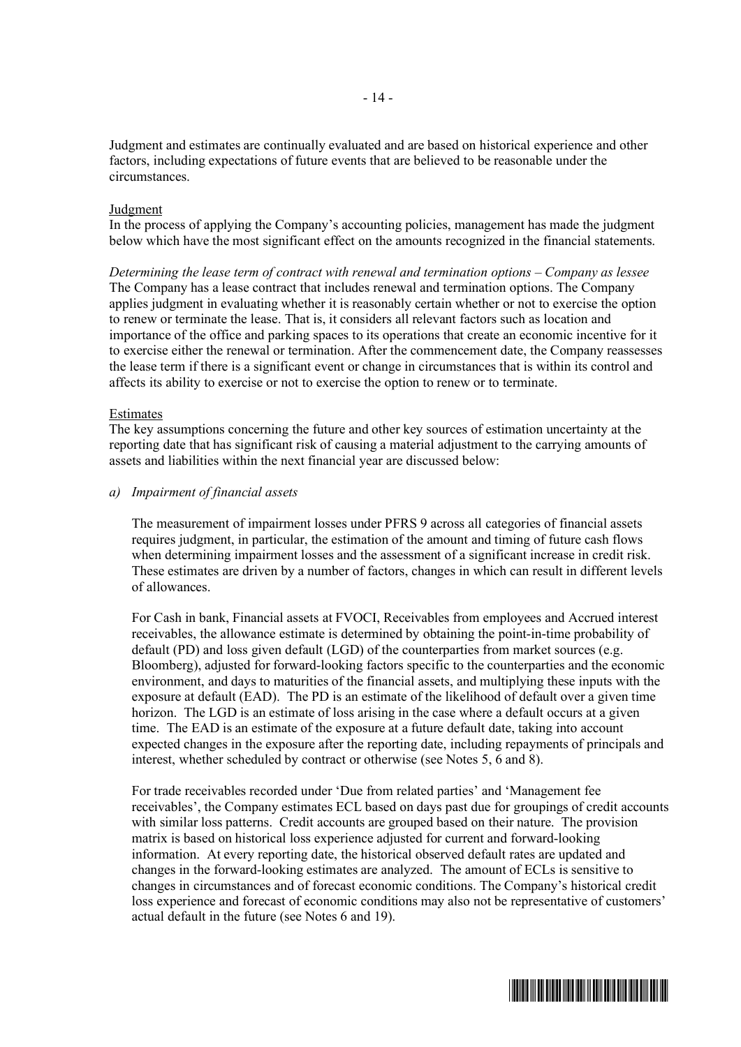Judgment and estimates are continually evaluated and are based on historical experience and other factors, including expectations of future events that are believed to be reasonable under the circumstances.

Judgment

In the process of applying the Company's accounting policies, management has made the judgment below which have the most significant effect on the amounts recognized in the financial statements.

*Determining the lease term of contract with renewal and termination options – Company as lessee*

The Company has a lease contract that includes renewal and termination options. The Company applies judgment in evaluating whether it is reasonably certain whether or not to exercise the option to renew or terminate the lease. That is, it considers all relevant factors such as location and importance of the office and parking spaces to its operations that create an economic incentive for it to exercise either the renewal or termination. After the commencement date, the Company reassesses the lease term if there is a significant event or change in circumstances that is within its control and affects its ability to exercise or not to exercise the option to renew or to terminate.

Estimates

The key assumptions concerning the future and other key sources of estimation uncertainty at the reporting date that has significant risk of causing a material adjustment to the carrying amounts of assets and liabilities within the next financial year are discussed below:

a) *Impairment of financial assets*

The measurement of impairment losses under PFRS 9 across all categories of financial assets requires judgment, in particular, the estimation of the amount and timing of future cash flows when determining impairment losses and the assessment of a significant increase in credit risk. These estimates are driven by a number of factors, changes in which can result in different levels of allowances.

For Cash in bank, Financial assets at FVOCI, Receivables from employees and Accrued interest receivables, the allowance estimate is determined by obtaining the point-in-time probability of default (PD) and loss given default (LGD) of the counterparties from market sources (e.g. Bloomberg), adjusted for forward-looking factors specific to the counterparties and the economic environment, and days to maturities of the financial assets, and multiplying these inputs with the exposure at default (EAD). The PD is an estimate of the likelihood of default over a given time horizon. The LGD is an estimate of loss arising in the case where a default occurs at a given time. The EAD is an estimate of the exposure at a future default date, taking into account expected changes in the exposure after the reporting date, including repayments of principals and interest, whether scheduled by contract or otherwise (see Notes 5, 6 and 8).

For trade receivables recorded under 'Due from related parties' and 'Management fee receivables', the Company estimates ECL based on days past due for groupings of credit accounts with similar loss patterns. Credit accounts are grouped based on their nature. The provision matrix is based on historical loss experience adjusted for current and forward-looking information. At every reporting date, the historical observed default rates are updated and changes in the forward-looking estimates are analyzed. The amount of ECLs is sensitive to changes in circumstances and of forecast economic conditions. The Company's historical credit loss experience and forecast of economic conditions may also not be representative of customers' actual default in the future (see Notes 6 and 19).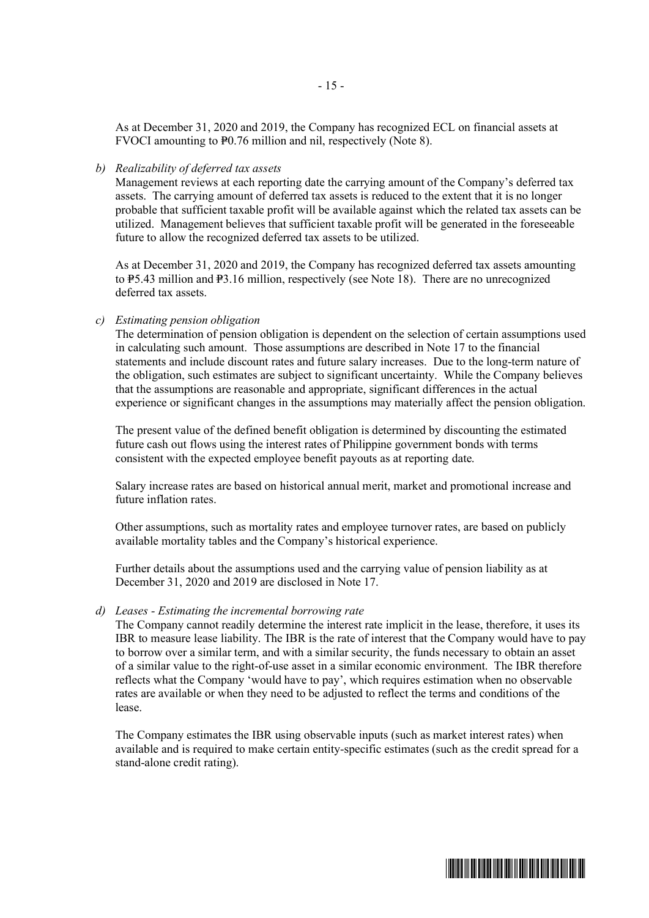As at December 31, 2020 and 2019, the Company has recognized ECL on financial assets at FVOCI amounting to ₱0.76 million and nil, respectively (Note 8).

b) *Realizability of deferred tax assets*
Management reviews at each reporting date the carrying amount of the Company's deferred tax assets. The carrying amount of deferred tax assets is reduced to the extent that it is no longer probable that sufficient taxable profit will be available against which the related tax assets can be utilized. Management believes that sufficient taxable profit will be generated in the foreseeable future to allow the recognized deferred tax assets to be utilized.

As at December 31, 2020 and 2019, the Company has recognized deferred tax assets amounting to ₱5.43 million and ₱3.16 million, respectively (see Note 18). There are no unrecognized deferred tax assets.

c) *Estimating pension obligation*
The determination of pension obligation is dependent on the selection of certain assumptions used in calculating such amount. Those assumptions are described in Note 17 to the financial statements and include discount rates and future salary increases. Due to the long-term nature of the obligation, such estimates are subject to significant uncertainty. While the Company believes that the assumptions are reasonable and appropriate, significant differences in the actual experience or significant changes in the assumptions may materially affect the pension obligation.

The present value of the defined benefit obligation is determined by discounting the estimated future cash out flows using the interest rates of Philippine government bonds with terms consistent with the expected employee benefit payouts as at reporting date.

Salary increase rates are based on historical annual merit, market and promotional increase and future inflation rates.

Other assumptions, such as mortality rates and employee turnover rates, are based on publicly available mortality tables and the Company's historical experience.

Further details about the assumptions used and the carrying value of pension liability as at December 31, 2020 and 2019 are disclosed in Note 17.

d) *Leases - Estimating the incremental borrowing rate*
The Company cannot readily determine the interest rate implicit in the lease, therefore, it uses its IBR to measure lease liability. The IBR is the rate of interest that the Company would have to pay to borrow over a similar term, and with a similar security, the funds necessary to obtain an asset of a similar value to the right-of-use asset in a similar economic environment. The IBR therefore reflects what the Company 'would have to pay', which requires estimation when no observable rates are available or when they need to be adjusted to reflect the terms and conditions of the lease.

The Company estimates the IBR using observable inputs (such as market interest rates) when available and is required to make certain entity-specific estimates (such as the credit spread for a stand-alone credit rating).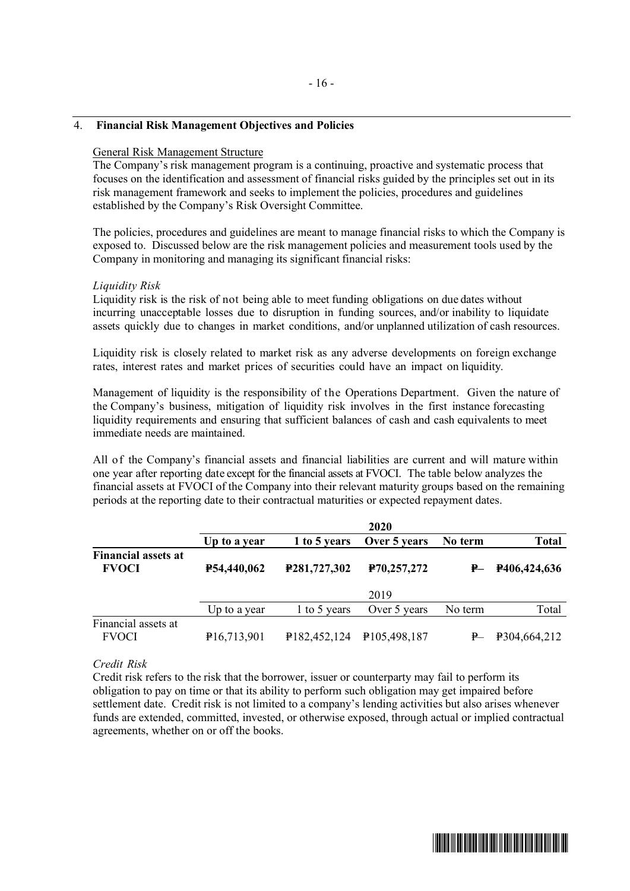## 4. **Financial Risk Management Objectives and Policies**

General Risk Management Structure

The Company's risk management program is a continuing, proactive and systematic process that focuses on the identification and assessment of financial risks guided by the principles set out in its risk management framework and seeks to implement the policies, procedures and guidelines established by the Company's Risk Oversight Committee.

The policies, procedures and guidelines are meant to manage financial risks to which the Company is exposed to. Discussed below are the risk management policies and measurement tools used by the Company in monitoring and managing its significant financial risks:

*Liquidity Risk*

Liquidity risk is the risk of not being able to meet funding obligations on due dates without incurring unacceptable losses due to disruption in funding sources, and/or inability to liquidate assets quickly due to changes in market conditions, and/or unplanned utilization of cash resources.

Liquidity risk is closely related to market risk as any adverse developments on foreign exchange rates, interest rates and market prices of securities could have an impact on liquidity.

Management of liquidity is the responsibility of the Operations Department. Given the nature of the Company's business, mitigation of liquidity risk involves in the first instance forecasting liquidity requirements and ensuring that sufficient balances of cash and cash equivalents to meet immediate needs are maintained.

All of the Company's financial assets and financial liabilities are current and will mature within one year after reporting date except for the financial assets at FVOCI. The table below analyzes the financial assets at FVOCI of the Company into their relevant maturity groups based on the remaining periods at the reporting date to their contractual maturities or expected repayment dates.

| | **2020** | | | | |
|---|---|---|---|---|---|
| | **Up to a year** | **1 to 5 years** | **Over 5 years** | **No term** | **Total** |
| **Financial assets at FVOCI** | **₱54,440,062** | **₱281,727,302** | **₱70,257,272** | **₱–** | **₱406,424,636** |
| | 2019 | | | | |
| | Up to a year | 1 to 5 years | Over 5 years | No term | Total |
| Financial assets at FVOCI | ₱16,713,901 | ₱182,452,124 | ₱105,498,187 | ₱– | ₱304,664,212 |

*Credit Risk*

Credit risk refers to the risk that the borrower, issuer or counterparty may fail to perform its obligation to pay on time or that its ability to perform such obligation may get impaired before settlement date. Credit risk is not limited to a company's lending activities but also arises whenever funds are extended, committed, invested, or otherwise exposed, through actual or implied contractual agreements, whether on or off the books.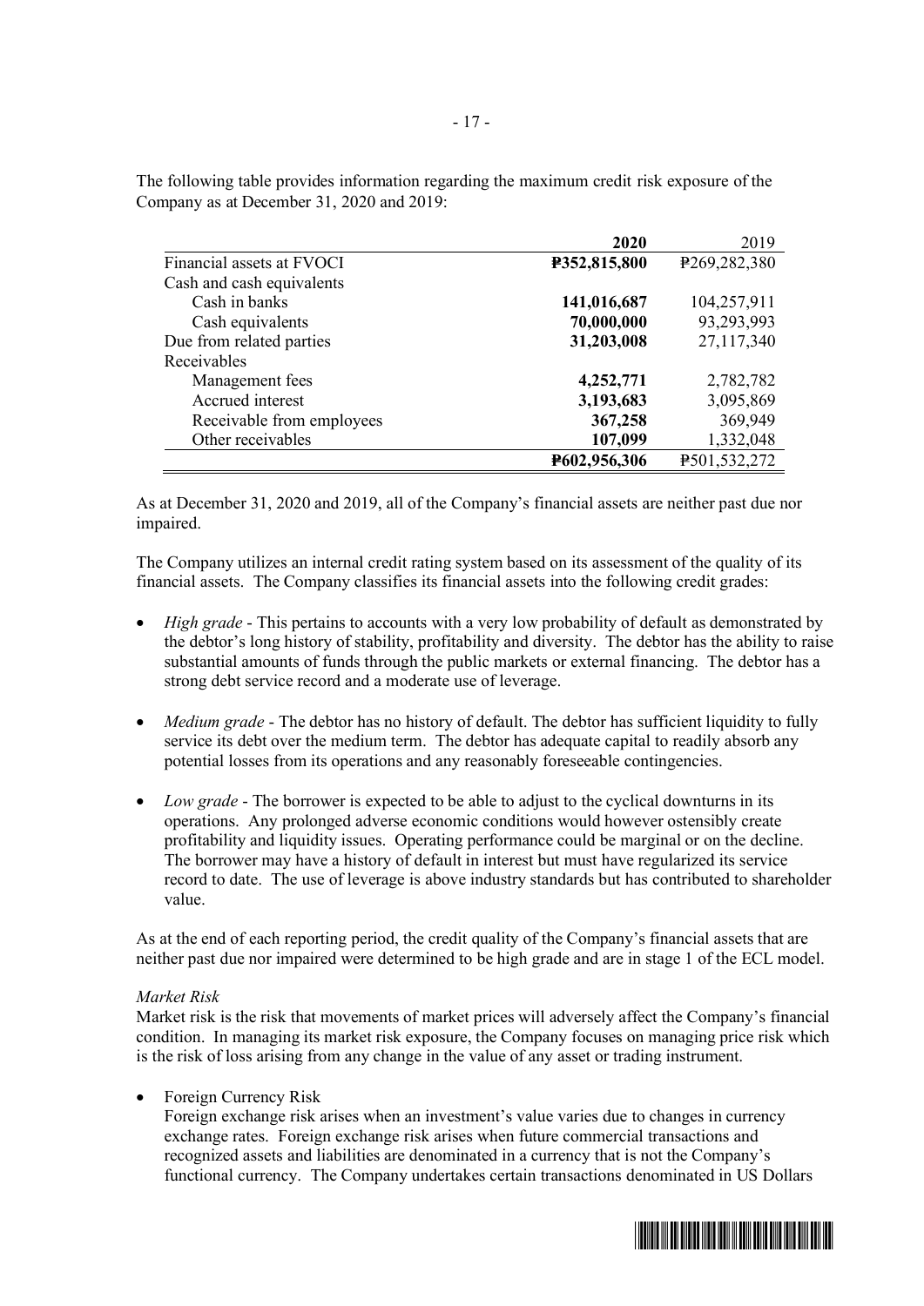The following table provides information regarding the maximum credit risk exposure of the Company as at December 31, 2020 and 2019:

| | **2020** | 2019 |
|---|---|---|
| Financial assets at FVOCI | **₱352,815,800** | ₱269,282,380 |
| Cash and cash equivalents | | |
| Cash in banks | **141,016,687** | 104,257,911 |
| Cash equivalents | **70,000,000** | 93,293,993 |
| Due from related parties | **31,203,008** | 27,117,340 |
| Receivables | | |
| Management fees | **4,252,771** | 2,782,782 |
| Accrued interest | **3,193,683** | 3,095,869 |
| Receivable from employees | **367,258** | 369,949 |
| Other receivables | **107,099** | 1,332,048 |
| | **₱602,956,306** | ₱501,532,272 |

As at December 31, 2020 and 2019, all of the Company's financial assets are neither past due nor impaired.

The Company utilizes an internal credit rating system based on its assessment of the quality of its financial assets. The Company classifies its financial assets into the following credit grades:

- *High grade* - This pertains to accounts with a very low probability of default as demonstrated by the debtor's long history of stability, profitability and diversity. The debtor has the ability to raise substantial amounts of funds through the public markets or external financing. The debtor has a strong debt service record and a moderate use of leverage.

- *Medium grade* - The debtor has no history of default. The debtor has sufficient liquidity to fully service its debt over the medium term. The debtor has adequate capital to readily absorb any potential losses from its operations and any reasonably foreseeable contingencies.

- *Low grade* - The borrower is expected to be able to adjust to the cyclical downturns in its operations. Any prolonged adverse economic conditions would however ostensibly create profitability and liquidity issues. Operating performance could be marginal or on the decline. The borrower may have a history of default in interest but must have regularized its service record to date. The use of leverage is above industry standards but has contributed to shareholder value.

As at the end of each reporting period, the credit quality of the Company's financial assets that are neither past due nor impaired were determined to be high grade and are in stage 1 of the ECL model.

*Market Risk*

Market risk is the risk that movements of market prices will adversely affect the Company's financial condition. In managing its market risk exposure, the Company focuses on managing price risk which is the risk of loss arising from any change in the value of any asset or trading instrument.

- Foreign Currency Risk
  Foreign exchange risk arises when an investment's value varies due to changes in currency exchange rates. Foreign exchange risk arises when future commercial transactions and recognized assets and liabilities are denominated in a currency that is not the Company's functional currency. The Company undertakes certain transactions denominated in US Dollars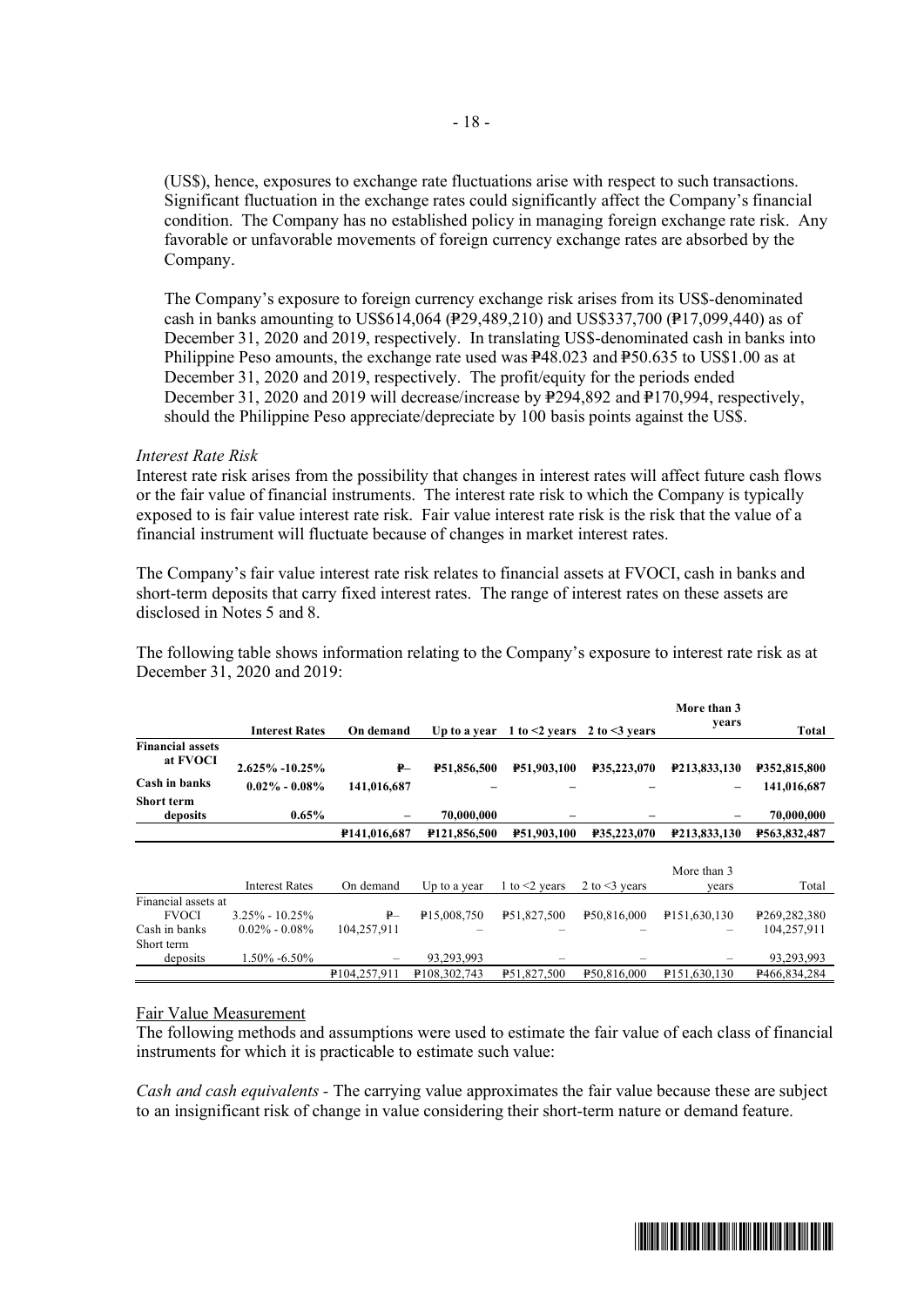(US$), hence, exposures to exchange rate fluctuations arise with respect to such transactions. Significant fluctuation in the exchange rates could significantly affect the Company's financial condition. The Company has no established policy in managing foreign exchange rate risk. Any favorable or unfavorable movements of foreign currency exchange rates are absorbed by the Company.

The Company's exposure to foreign currency exchange risk arises from its US$-denominated cash in banks amounting to US$614,064 (₱29,489,210) and US$337,700 (₱17,099,440) as of December 31, 2020 and 2019, respectively. In translating US$-denominated cash in banks into Philippine Peso amounts, the exchange rate used was ₱48.023 and ₱50.635 to US$1.00 as at December 31, 2020 and 2019, respectively. The profit/equity for the periods ended December 31, 2020 and 2019 will decrease/increase by ₱294,892 and ₱170,994, respectively, should the Philippine Peso appreciate/depreciate by 100 basis points against the US$.

*Interest Rate Risk*

Interest rate risk arises from the possibility that changes in interest rates will affect future cash flows or the fair value of financial instruments. The interest rate risk to which the Company is typically exposed to is fair value interest rate risk. Fair value interest rate risk is the risk that the value of a financial instrument will fluctuate because of changes in market interest rates.

The Company's fair value interest rate risk relates to financial assets at FVOCI, cash in banks and short-term deposits that carry fixed interest rates. The range of interest rates on these assets are disclosed in Notes 5 and 8.

The following table shows information relating to the Company's exposure to interest rate risk as at December 31, 2020 and 2019:

| | **Interest Rates** | **On demand** | **Up to a year** | **1 to <2 years** | **2 to <3 years** | **More than 3 years** | **Total** |
|---|---|---|---|---|---|---|---|
| **Financial assets at FVOCI** | **2.625% -10.25%** | **₱–** | **₱51,856,500** | **₱51,903,100** | **₱35,223,070** | **₱213,833,130** | **₱352,815,800** |
| **Cash in banks** | **0.02% - 0.08%** | **141,016,687** | **–** | **–** | **–** | **–** | **141,016,687** |
| **Short term deposits** | **0.65%** | **–** | **70,000,000** | **–** | **–** | **–** | **70,000,000** |
| | | **₱141,016,687** | **₱121,856,500** | **₱51,903,100** | **₱35,223,070** | **₱213,833,130** | **₱563,832,487** |

| | Interest Rates | On demand | Up to a year | 1 to <2 years | 2 to <3 years | More than 3 years | Total |
|---|---|---|---|---|---|---|---|
| Financial assets at FVOCI | 3.25% - 10.25% | ₱– | ₱15,008,750 | ₱51,827,500 | ₱50,816,000 | ₱151,630,130 | ₱269,282,380 |
| Cash in banks | 0.02% - 0.08% | 104,257,911 | – | – | – | – | 104,257,911 |
| Short term deposits | 1.50% -6.50% | – | 93,293,993 | – | – | – | 93,293,993 |
| | | ₱104,257,911 | ₱108,302,743 | ₱51,827,500 | ₱50,816,000 | ₱151,630,130 | ₱466,834,284 |

Fair Value Measurement

The following methods and assumptions were used to estimate the fair value of each class of financial instruments for which it is practicable to estimate such value:

*Cash and cash equivalents* - The carrying value approximates the fair value because these are subject to an insignificant risk of change in value considering their short-term nature or demand feature.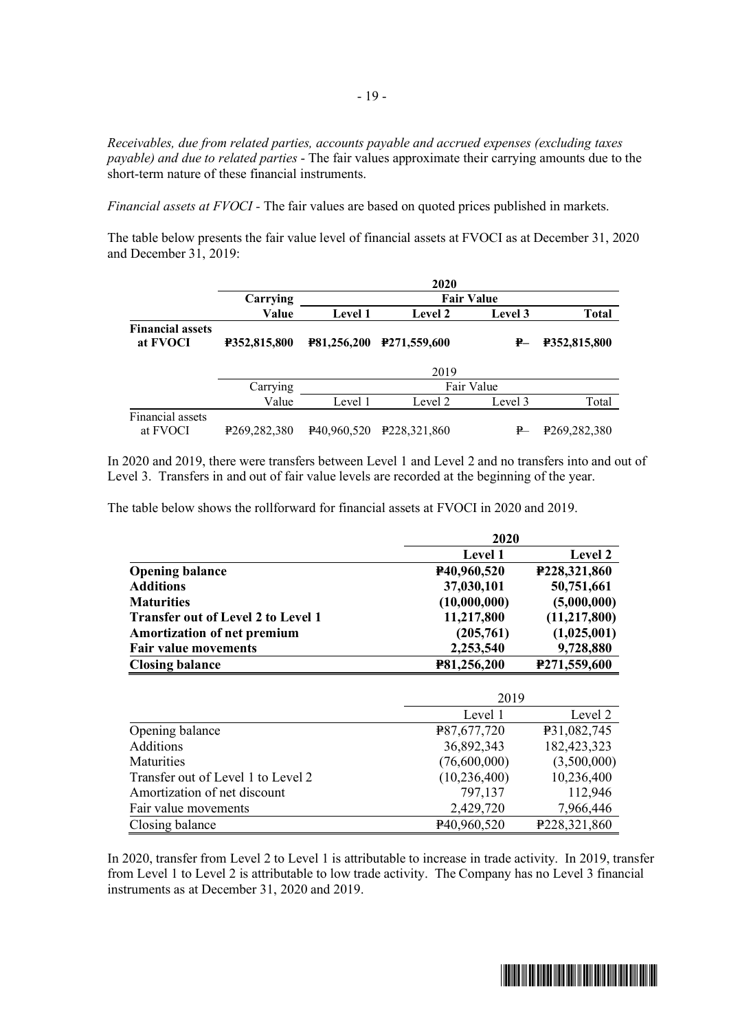*Receivables, due from related parties, accounts payable and accrued expenses (excluding taxes payable) and due to related parties* - The fair values approximate their carrying amounts due to the short-term nature of these financial instruments.

*Financial assets at FVOCI* - The fair values are based on quoted prices published in markets.

The table below presents the fair value level of financial assets at FVOCI as at December 31, 2020 and December 31, 2019:

| | **2020** | | | | |
|---|---|---|---|---|---|
| | **Carrying** | **Fair Value** | | | |
| | **Value** | **Level 1** | **Level 2** | **Level 3** | **Total** |
| **Financial assets at FVOCI** | **₱352,815,800** | **₱81,256,200** | **₱271,559,600** | **₱–** | **₱352,815,800** |

| | 2019 | | | | |
|---|---|---|---|---|---|
| | Carrying | Fair Value | | | |
| | Value | Level 1 | Level 2 | Level 3 | Total |
| Financial assets at FVOCI | ₱269,282,380 | ₱40,960,520 | ₱228,321,860 | ₱– | ₱269,282,380 |

In 2020 and 2019, there were transfers between Level 1 and Level 2 and no transfers into and out of Level 3. Transfers in and out of fair value levels are recorded at the beginning of the year.

The table below shows the rollforward for financial assets at FVOCI in 2020 and 2019.

| | **2020** | |
|---|---|---|
| | **Level 1** | **Level 2** |
| **Opening balance** | **₱40,960,520** | **₱228,321,860** |
| **Additions** | **37,030,101** | **50,751,661** |
| **Maturities** | **(10,000,000)** | **(5,000,000)** |
| **Transfer out of Level 2 to Level 1** | **11,217,800** | **(11,217,800)** |
| **Amortization of net premium** | **(205,761)** | **(1,025,001)** |
| **Fair value movements** | **2,253,540** | **9,728,880** |
| **Closing balance** | **₱81,256,200** | **₱271,559,600** |

| | 2019 | |
|---|---|---|
| | Level 1 | Level 2 |
| Opening balance | ₱87,677,720 | ₱31,082,745 |
| Additions | 36,892,343 | 182,423,323 |
| Maturities | (76,600,000) | (3,500,000) |
| Transfer out of Level 1 to Level 2 | (10,236,400) | 10,236,400 |
| Amortization of net discount | 797,137 | 112,946 |
| Fair value movements | 2,429,720 | 7,966,446 |
| Closing balance | ₱40,960,520 | ₱228,321,860 |

In 2020, transfer from Level 2 to Level 1 is attributable to increase in trade activity. In 2019, transfer from Level 1 to Level 2 is attributable to low trade activity. The Company has no Level 3 financial instruments as at December 31, 2020 and 2019.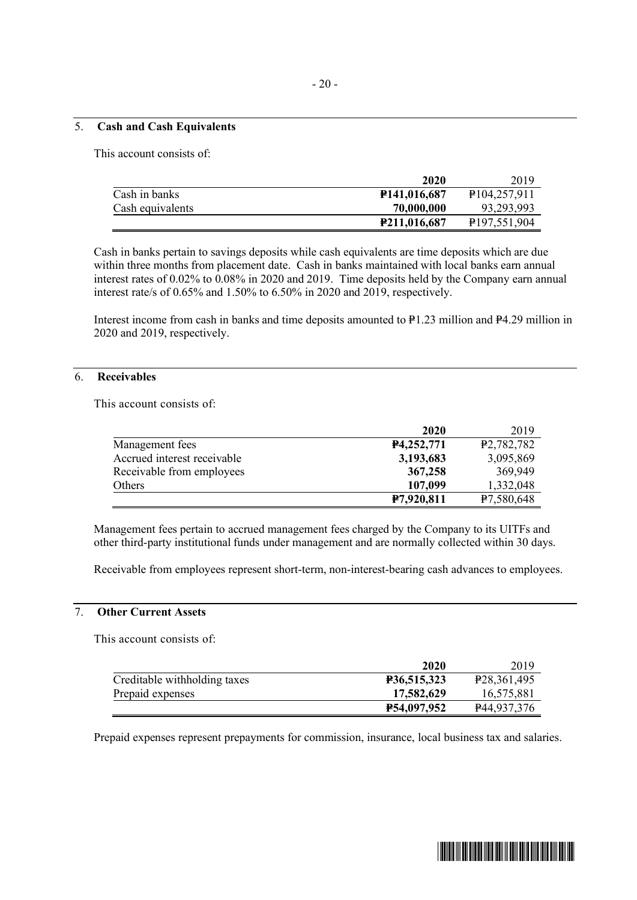## 5. Cash and Cash Equivalents

This account consists of:

| | 2020 | 2019 |
|---|---|---|
| Cash in banks | ₱141,016,687 | ₱104,257,911 |
| Cash equivalents | 70,000,000 | 93,293,993 |
| | ₱211,016,687 | ₱197,551,904 |

Cash in banks pertain to savings deposits while cash equivalents are time deposits which are due within three months from placement date. Cash in banks maintained with local banks earn annual interest rates of 0.02% to 0.08% in 2020 and 2019. Time deposits held by the Company earn annual interest rate/s of 0.65% and 1.50% to 6.50% in 2020 and 2019, respectively.

Interest income from cash in banks and time deposits amounted to ₱1.23 million and ₱4.29 million in 2020 and 2019, respectively.

## 6. Receivables

This account consists of:

| | 2020 | 2019 |
|---|---|---|
| Management fees | ₱4,252,771 | ₱2,782,782 |
| Accrued interest receivable | 3,193,683 | 3,095,869 |
| Receivable from employees | 367,258 | 369,949 |
| Others | 107,099 | 1,332,048 |
| | ₱7,920,811 | ₱7,580,648 |

Management fees pertain to accrued management fees charged by the Company to its UITFs and other third-party institutional funds under management and are normally collected within 30 days.

Receivable from employees represent short-term, non-interest-bearing cash advances to employees.

## 7. Other Current Assets

This account consists of:

| | 2020 | 2019 |
|---|---|---|
| Creditable withholding taxes | ₱36,515,323 | ₱28,361,495 |
| Prepaid expenses | 17,582,629 | 16,575,881 |
| | ₱54,097,952 | ₱44,937,376 |

Prepaid expenses represent prepayments for commission, insurance, local business tax and salaries.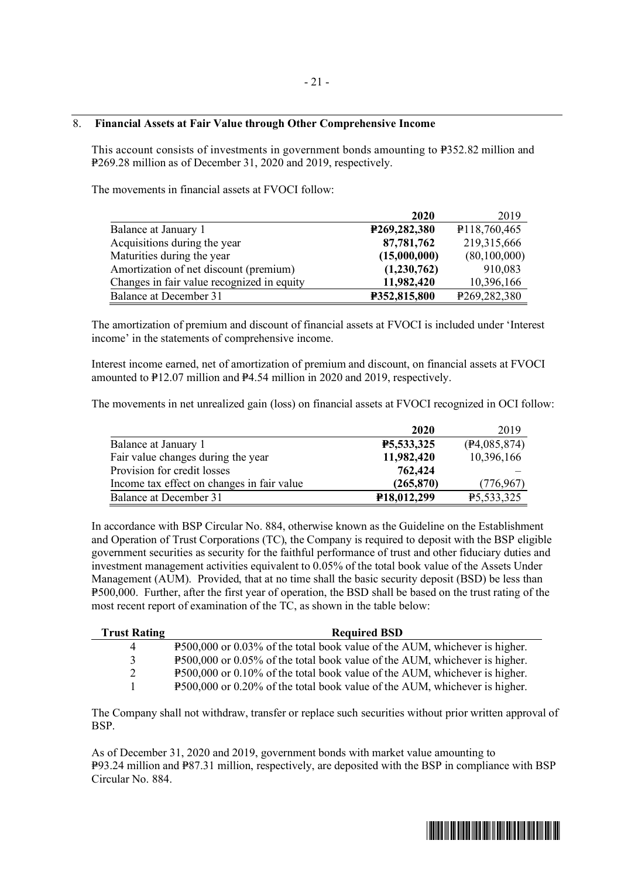## 8. Financial Assets at Fair Value through Other Comprehensive Income

This account consists of investments in government bonds amounting to ₱352.82 million and ₱269.28 million as of December 31, 2020 and 2019, respectively.

The movements in financial assets at FVOCI follow:

| | 2020 | 2019 |
|---|---|---|
| Balance at January 1 | **₱269,282,380** | ₱118,760,465 |
| Acquisitions during the year | **87,781,762** | 219,315,666 |
| Maturities during the year | **(15,000,000)** | (80,100,000) |
| Amortization of net discount (premium) | **(1,230,762)** | 910,083 |
| Changes in fair value recognized in equity | **11,982,420** | 10,396,166 |
| Balance at December 31 | **₱352,815,800** | ₱269,282,380 |

The amortization of premium and discount of financial assets at FVOCI is included under 'Interest income' in the statements of comprehensive income.

Interest income earned, net of amortization of premium and discount, on financial assets at FVOCI amounted to ₱12.07 million and ₱4.54 million in 2020 and 2019, respectively.

The movements in net unrealized gain (loss) on financial assets at FVOCI recognized in OCI follow:

| | 2020 | 2019 |
|---|---|---|
| Balance at January 1 | **₱5,533,325** | (₱4,085,874) |
| Fair value changes during the year | **11,982,420** | 10,396,166 |
| Provision for credit losses | **762,424** | – |
| Income tax effect on changes in fair value | **(265,870)** | (776,967) |
| Balance at December 31 | **₱18,012,299** | ₱5,533,325 |

In accordance with BSP Circular No. 884, otherwise known as the Guideline on the Establishment and Operation of Trust Corporations (TC), the Company is required to deposit with the BSP eligible government securities as security for the faithful performance of trust and other fiduciary duties and investment management activities equivalent to 0.05% of the total book value of the Assets Under Management (AUM). Provided, that at no time shall the basic security deposit (BSD) be less than ₱500,000. Further, after the first year of operation, the BSD shall be based on the trust rating of the most recent report of examination of the TC, as shown in the table below:

| Trust Rating | Required BSD |
|---|---|
| 4 | ₱500,000 or 0.03% of the total book value of the AUM, whichever is higher. |
| 3 | ₱500,000 or 0.05% of the total book value of the AUM, whichever is higher. |
| 2 | ₱500,000 or 0.10% of the total book value of the AUM, whichever is higher. |
| 1 | ₱500,000 or 0.20% of the total book value of the AUM, whichever is higher. |

The Company shall not withdraw, transfer or replace such securities without prior written approval of BSP.

As of December 31, 2020 and 2019, government bonds with market value amounting to ₱93.24 million and ₱87.31 million, respectively, are deposited with the BSP in compliance with BSP Circular No. 884.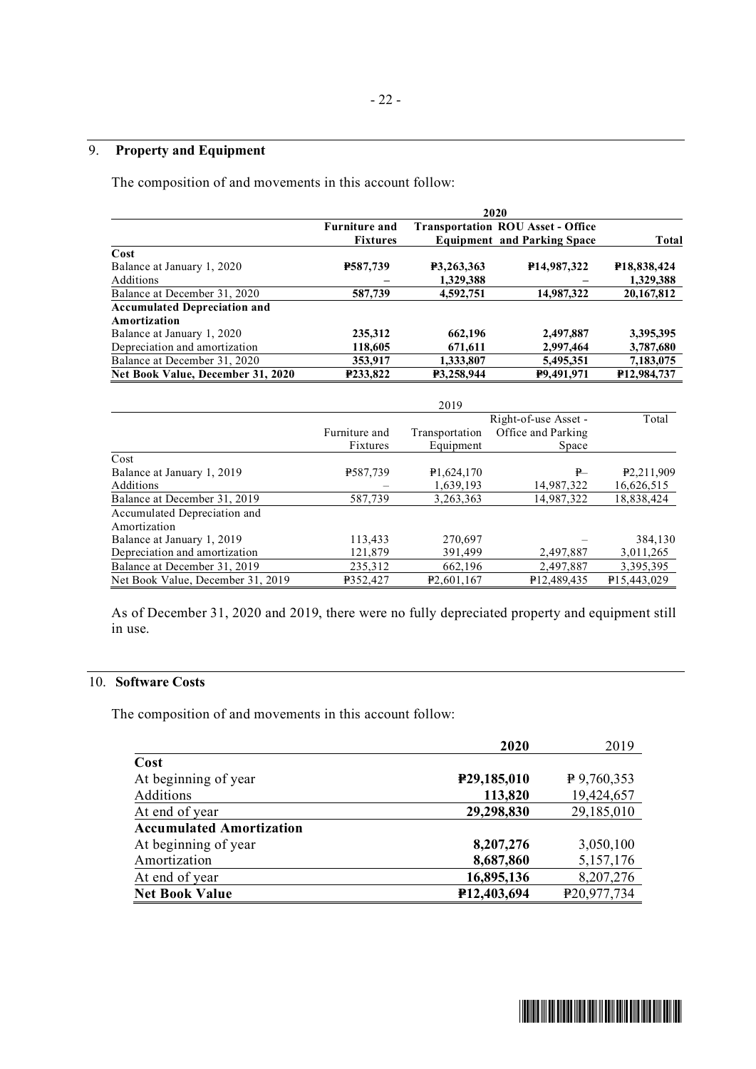## 9. Property and Equipment

The composition of and movements in this account follow:

| | 2020 | | | |
|---|---|---|---|---|
| | **Furniture and Fixtures** | **Transportation Equipment** | **ROU Asset - Office and Parking Space** | **Total** |
| **Cost** | | | | |
| Balance at January 1, 2020 | **₱587,739** | **₱3,263,363** | **₱14,987,322** | **₱18,838,424** |
| Additions | **–** | **1,329,388** | **–** | **1,329,388** |
| Balance at December 31, 2020 | **587,739** | **4,592,751** | **14,987,322** | **20,167,812** |
| **Accumulated Depreciation and Amortization** | | | | |
| Balance at January 1, 2020 | **235,312** | **662,196** | **2,497,887** | **3,395,395** |
| Depreciation and amortization | **118,605** | **671,611** | **2,997,464** | **3,787,680** |
| Balance at December 31, 2020 | **353,917** | **1,333,807** | **5,495,351** | **7,183,075** |
| **Net Book Value, December 31, 2020** | **₱233,822** | **₱3,258,944** | **₱9,491,971** | **₱12,984,737** |

| | 2019 | | | |
|---|---|---|---|---|
| | Furniture and Fixtures | Transportation Equipment | Right-of-use Asset - Office and Parking Space | Total |
| Cost | | | | |
| Balance at January 1, 2019 | ₱587,739 | ₱1,624,170 | ₱– | ₱2,211,909 |
| Additions | – | 1,639,193 | 14,987,322 | 16,626,515 |
| Balance at December 31, 2019 | 587,739 | 3,263,363 | 14,987,322 | 18,838,424 |
| Accumulated Depreciation and Amortization | | | | |
| Balance at January 1, 2019 | 113,433 | 270,697 | – | 384,130 |
| Depreciation and amortization | 121,879 | 391,499 | 2,497,887 | 3,011,265 |
| Balance at December 31, 2019 | 235,312 | 662,196 | 2,497,887 | 3,395,395 |
| Net Book Value, December 31, 2019 | ₱352,427 | ₱2,601,167 | ₱12,489,435 | ₱15,443,029 |

As of December 31, 2020 and 2019, there were no fully depreciated property and equipment still in use.

## 10. Software Costs

The composition of and movements in this account follow:

| | **2020** | 2019 |
|---|---|---|
| **Cost** | | |
| At beginning of year | **₱29,185,010** | ₱ 9,760,353 |
| Additions | **113,820** | 19,424,657 |
| At end of year | **29,298,830** | 29,185,010 |
| **Accumulated Amortization** | | |
| At beginning of year | **8,207,276** | 3,050,100 |
| Amortization | **8,687,860** | 5,157,176 |
| At end of year | **16,895,136** | 8,207,276 |
| **Net Book Value** | **₱12,403,694** | ₱20,977,734 |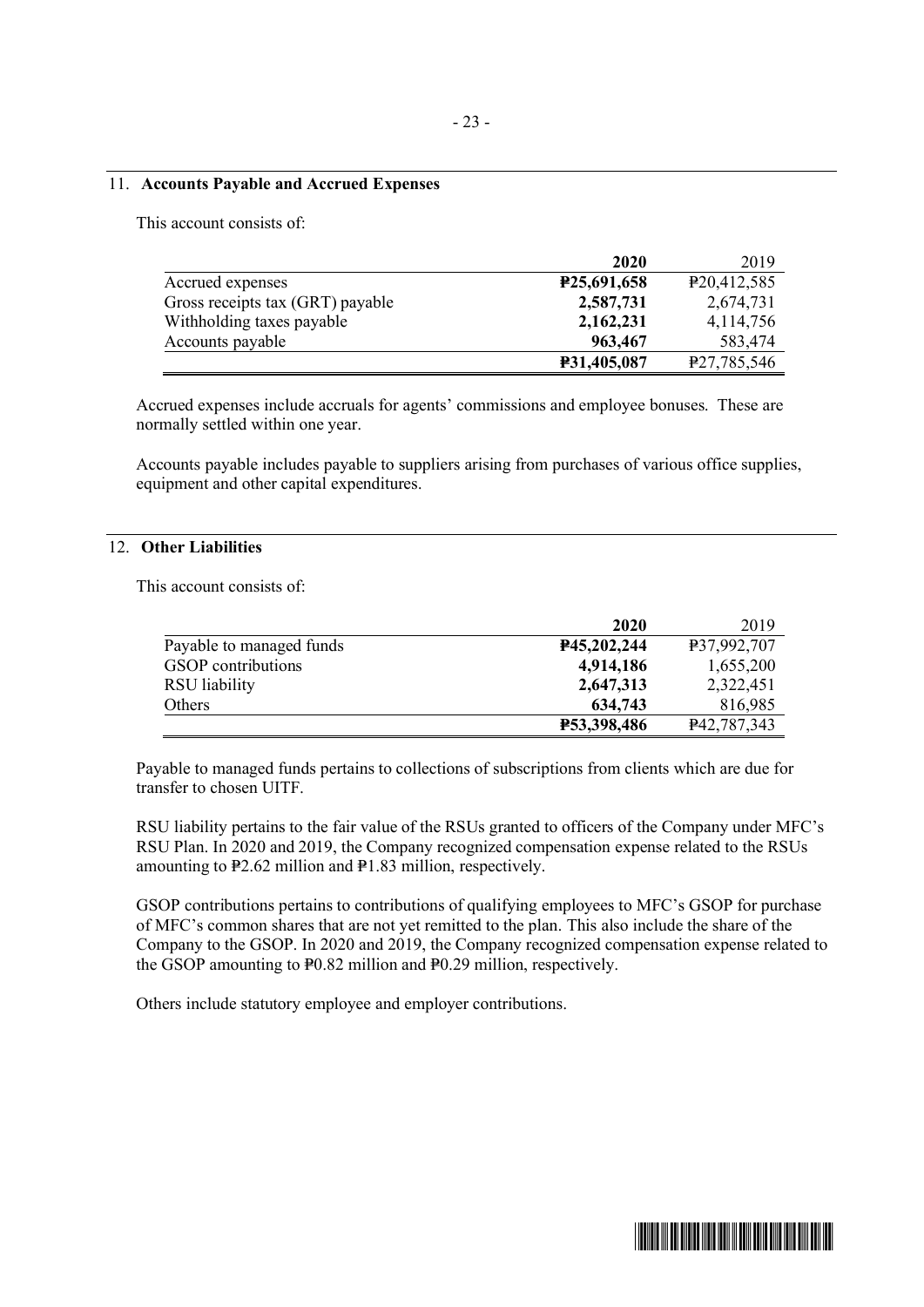## 11. **Accounts Payable and Accrued Expenses**

This account consists of:

| | **2020** | 2019 |
|---|---|---|
| Accrued expenses | **₱25,691,658** | ₱20,412,585 |
| Gross receipts tax (GRT) payable | **2,587,731** | 2,674,731 |
| Withholding taxes payable | **2,162,231** | 4,114,756 |
| Accounts payable | **963,467** | 583,474 |
| | **₱31,405,087** | ₱27,785,546 |

Accrued expenses include accruals for agents' commissions and employee bonuses. These are normally settled within one year.

Accounts payable includes payable to suppliers arising from purchases of various office supplies, equipment and other capital expenditures.

## 12. **Other Liabilities**

This account consists of:

| | **2020** | 2019 |
|---|---|---|
| Payable to managed funds | **₱45,202,244** | ₱37,992,707 |
| GSOP contributions | **4,914,186** | 1,655,200 |
| RSU liability | **2,647,313** | 2,322,451 |
| Others | **634,743** | 816,985 |
| | **₱53,398,486** | ₱42,787,343 |

Payable to managed funds pertains to collections of subscriptions from clients which are due for transfer to chosen UITF.

RSU liability pertains to the fair value of the RSUs granted to officers of the Company under MFC's RSU Plan. In 2020 and 2019, the Company recognized compensation expense related to the RSUs amounting to ₱2.62 million and ₱1.83 million, respectively.

GSOP contributions pertains to contributions of qualifying employees to MFC's GSOP for purchase of MFC's common shares that are not yet remitted to the plan. This also include the share of the Company to the GSOP. In 2020 and 2019, the Company recognized compensation expense related to the GSOP amounting to ₱0.82 million and ₱0.29 million, respectively.

Others include statutory employee and employer contributions.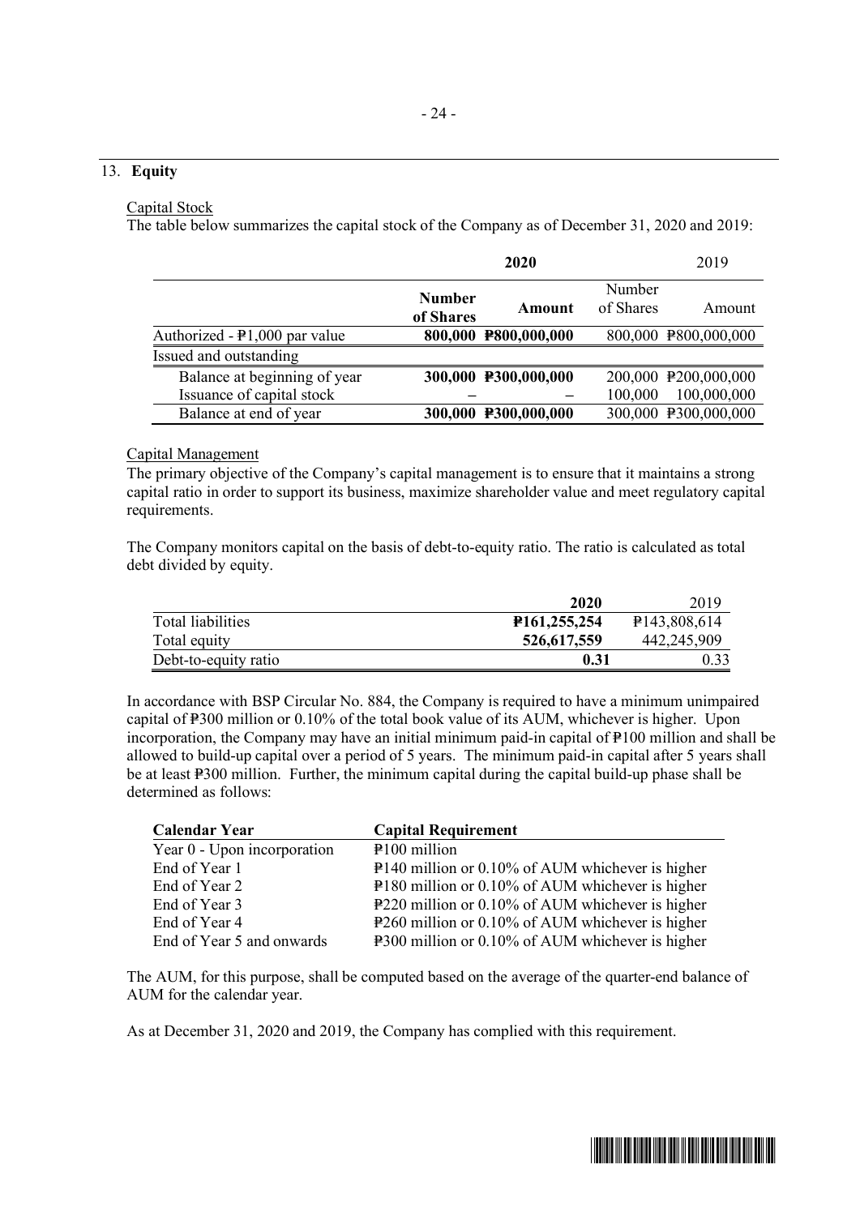## 13. **Equity**

Capital Stock

The table below summarizes the capital stock of the Company as of December 31, 2020 and 2019:

| | **2020** | | 2019 | |
|---|---|---|---|---|
| | **Number of Shares** | **Amount** | Number of Shares | Amount |
| Authorized - ₱1,000 par value | **800,000** | **₱800,000,000** | 800,000 | ₱800,000,000 |
| Issued and outstanding | | | | |
| Balance at beginning of year | **300,000** | **₱300,000,000** | 200,000 | ₱200,000,000 |
| Issuance of capital stock | **–** | **–** | 100,000 | 100,000,000 |
| Balance at end of year | **300,000** | **₱300,000,000** | 300,000 | ₱300,000,000 |

Capital Management

The primary objective of the Company's capital management is to ensure that it maintains a strong capital ratio in order to support its business, maximize shareholder value and meet regulatory capital requirements.

The Company monitors capital on the basis of debt-to-equity ratio. The ratio is calculated as total debt divided by equity.

| | **2020** | 2019 |
|---|---|---|
| Total liabilities | **₱161,255,254** | ₱143,808,614 |
| Total equity | **526,617,559** | 442,245,909 |
| Debt-to-equity ratio | **0.31** | 0.33 |

In accordance with BSP Circular No. 884, the Company is required to have a minimum unimpaired capital of ₱300 million or 0.10% of the total book value of its AUM, whichever is higher. Upon incorporation, the Company may have an initial minimum paid-in capital of ₱100 million and shall be allowed to build-up capital over a period of 5 years. The minimum paid-in capital after 5 years shall be at least ₱300 million. Further, the minimum capital during the capital build-up phase shall be determined as follows:

| **Calendar Year** | **Capital Requirement** |
|---|---|
| Year 0 - Upon incorporation | ₱100 million |
| End of Year 1 | ₱140 million or 0.10% of AUM whichever is higher |
| End of Year 2 | ₱180 million or 0.10% of AUM whichever is higher |
| End of Year 3 | ₱220 million or 0.10% of AUM whichever is higher |
| End of Year 4 | ₱260 million or 0.10% of AUM whichever is higher |
| End of Year 5 and onwards | ₱300 million or 0.10% of AUM whichever is higher |

The AUM, for this purpose, shall be computed based on the average of the quarter-end balance of AUM for the calendar year.

As at December 31, 2020 and 2019, the Company has complied with this requirement.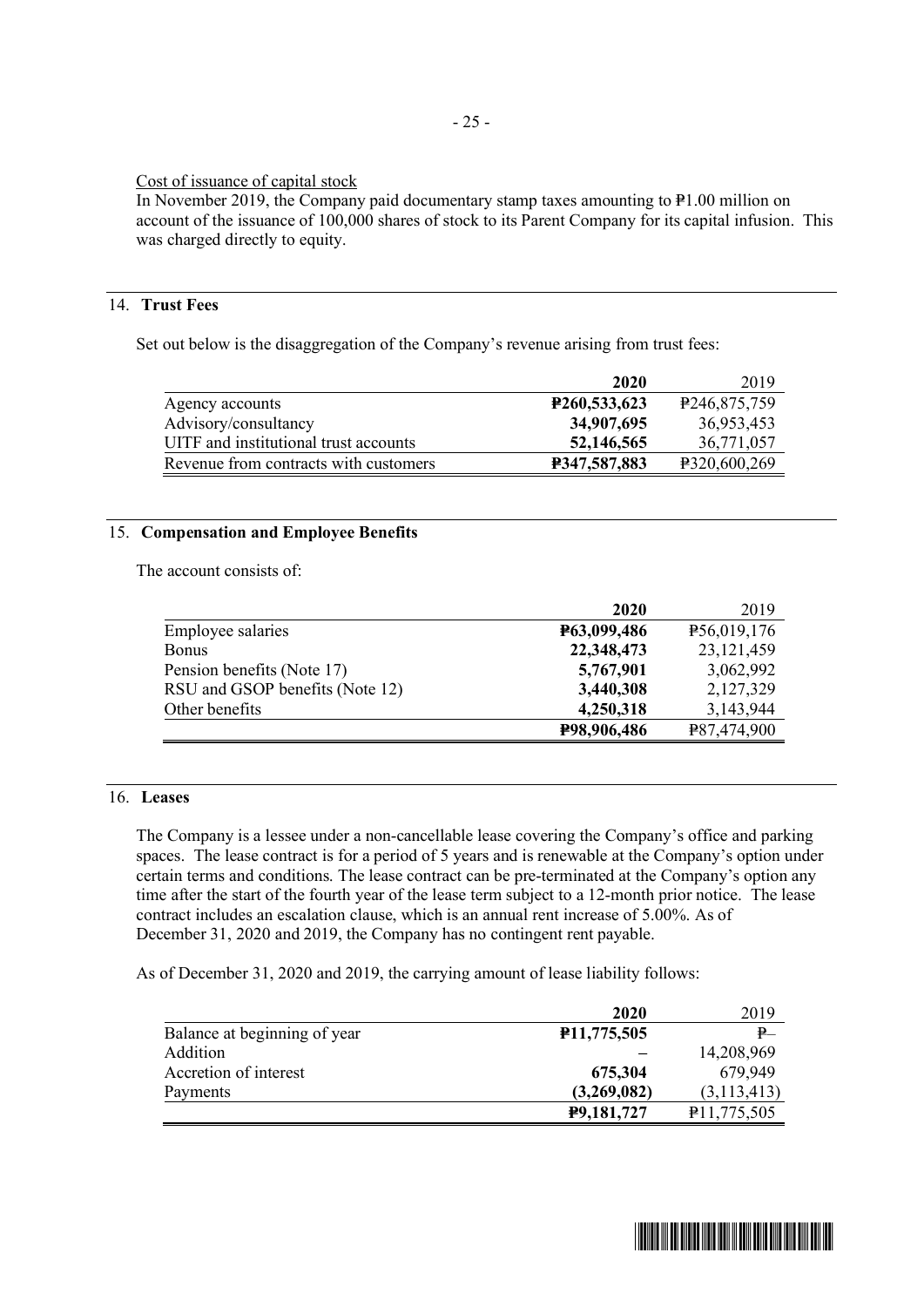Cost of issuance of capital stock

In November 2019, the Company paid documentary stamp taxes amounting to ₱1.00 million on account of the issuance of 100,000 shares of stock to its Parent Company for its capital infusion. This was charged directly to equity.

## 14. Trust Fees

Set out below is the disaggregation of the Company's revenue arising from trust fees:

| | 2020 | 2019 |
|---|---|---|
| Agency accounts | ₱260,533,623 | ₱246,875,759 |
| Advisory/consultancy | 34,907,695 | 36,953,453 |
| UITF and institutional trust accounts | 52,146,565 | 36,771,057 |
| Revenue from contracts with customers | ₱347,587,883 | ₱320,600,269 |

## 15. Compensation and Employee Benefits

The account consists of:

| | 2020 | 2019 |
|---|---|---|
| Employee salaries | ₱63,099,486 | ₱56,019,176 |
| Bonus | 22,348,473 | 23,121,459 |
| Pension benefits (Note 17) | 5,767,901 | 3,062,992 |
| RSU and GSOP benefits (Note 12) | 3,440,308 | 2,127,329 |
| Other benefits | 4,250,318 | 3,143,944 |
| | ₱98,906,486 | ₱87,474,900 |

## 16. Leases

The Company is a lessee under a non-cancellable lease covering the Company's office and parking spaces. The lease contract is for a period of 5 years and is renewable at the Company's option under certain terms and conditions. The lease contract can be pre-terminated at the Company's option any time after the start of the fourth year of the lease term subject to a 12-month prior notice. The lease contract includes an escalation clause, which is an annual rent increase of 5.00%. As of December 31, 2020 and 2019, the Company has no contingent rent payable.

As of December 31, 2020 and 2019, the carrying amount of lease liability follows:

| | 2020 | 2019 |
|---|---|---|
| Balance at beginning of year | ₱11,775,505 | ₱– |
| Addition | – | 14,208,969 |
| Accretion of interest | 675,304 | 679,949 |
| Payments | (3,269,082) | (3,113,413) |
| | ₱9,181,727 | ₱11,775,505 |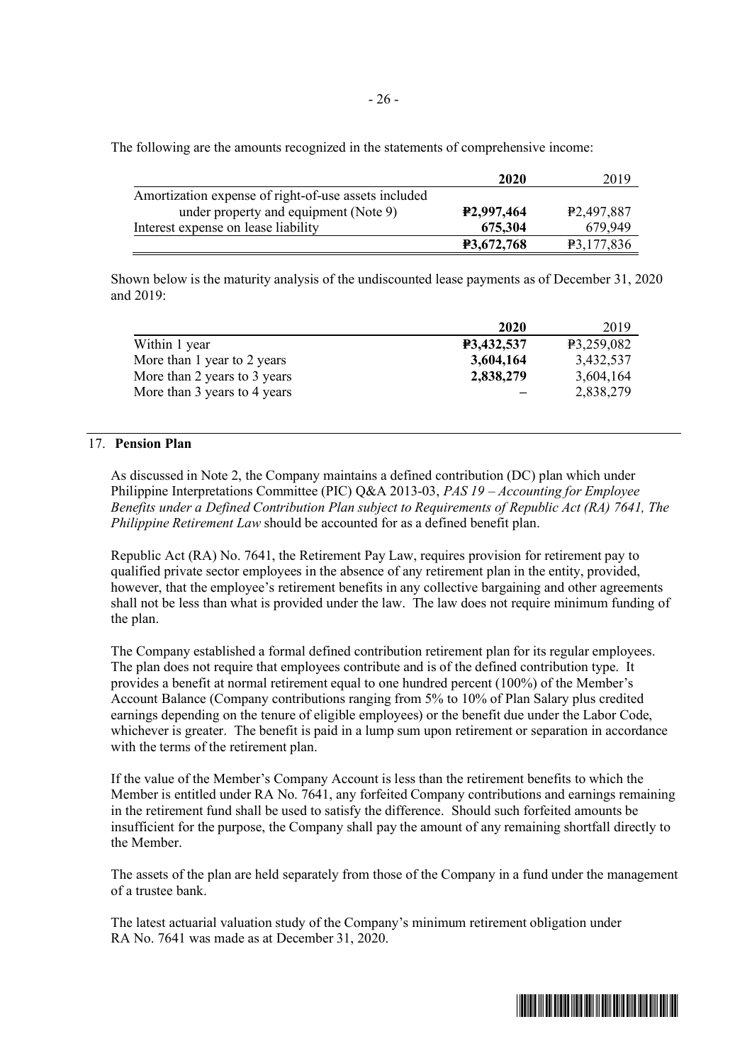The following are the amounts recognized in the statements of comprehensive income:

| | 2020 | 2019 |
|---|---|---|
| Amortization expense of right-of-use assets included under property and equipment (Note 9) | **₱2,997,464** | ₱2,497,887 |
| Interest expense on lease liability | **675,304** | 679,949 |
| | **₱3,672,768** | ₱3,177,836 |

Shown below is the maturity analysis of the undiscounted lease payments as of December 31, 2020 and 2019:

| | 2020 | 2019 |
|---|---|---|
| Within 1 year | **₱3,432,537** | ₱3,259,082 |
| More than 1 year to 2 years | **3,604,164** | 3,432,537 |
| More than 2 years to 3 years | **2,838,279** | 3,604,164 |
| More than 3 years to 4 years | – | 2,838,279 |

## 17. Pension Plan

As discussed in Note 2, the Company maintains a defined contribution (DC) plan which under Philippine Interpretations Committee (PIC) Q&A 2013-03, *PAS 19 – Accounting for Employee Benefits under a Defined Contribution Plan subject to Requirements of Republic Act (RA) 7641, The Philippine Retirement Law* should be accounted for as a defined benefit plan.

Republic Act (RA) No. 7641, the Retirement Pay Law, requires provision for retirement pay to qualified private sector employees in the absence of any retirement plan in the entity, provided, however, that the employee's retirement benefits in any collective bargaining and other agreements shall not be less than what is provided under the law. The law does not require minimum funding of the plan.

The Company established a formal defined contribution retirement plan for its regular employees. The plan does not require that employees contribute and is of the defined contribution type. It provides a benefit at normal retirement equal to one hundred percent (100%) of the Member's Account Balance (Company contributions ranging from 5% to 10% of Plan Salary plus credited earnings depending on the tenure of eligible employees) or the benefit due under the Labor Code, whichever is greater. The benefit is paid in a lump sum upon retirement or separation in accordance with the terms of the retirement plan.

If the value of the Member's Company Account is less than the retirement benefits to which the Member is entitled under RA No. 7641, any forfeited Company contributions and earnings remaining in the retirement fund shall be used to satisfy the difference. Should such forfeited amounts be insufficient for the purpose, the Company shall pay the amount of any remaining shortfall directly to the Member.

The assets of the plan are held separately from those of the Company in a fund under the management of a trustee bank.

The latest actuarial valuation study of the Company's minimum retirement obligation under RA No. 7641 was made as at December 31, 2020.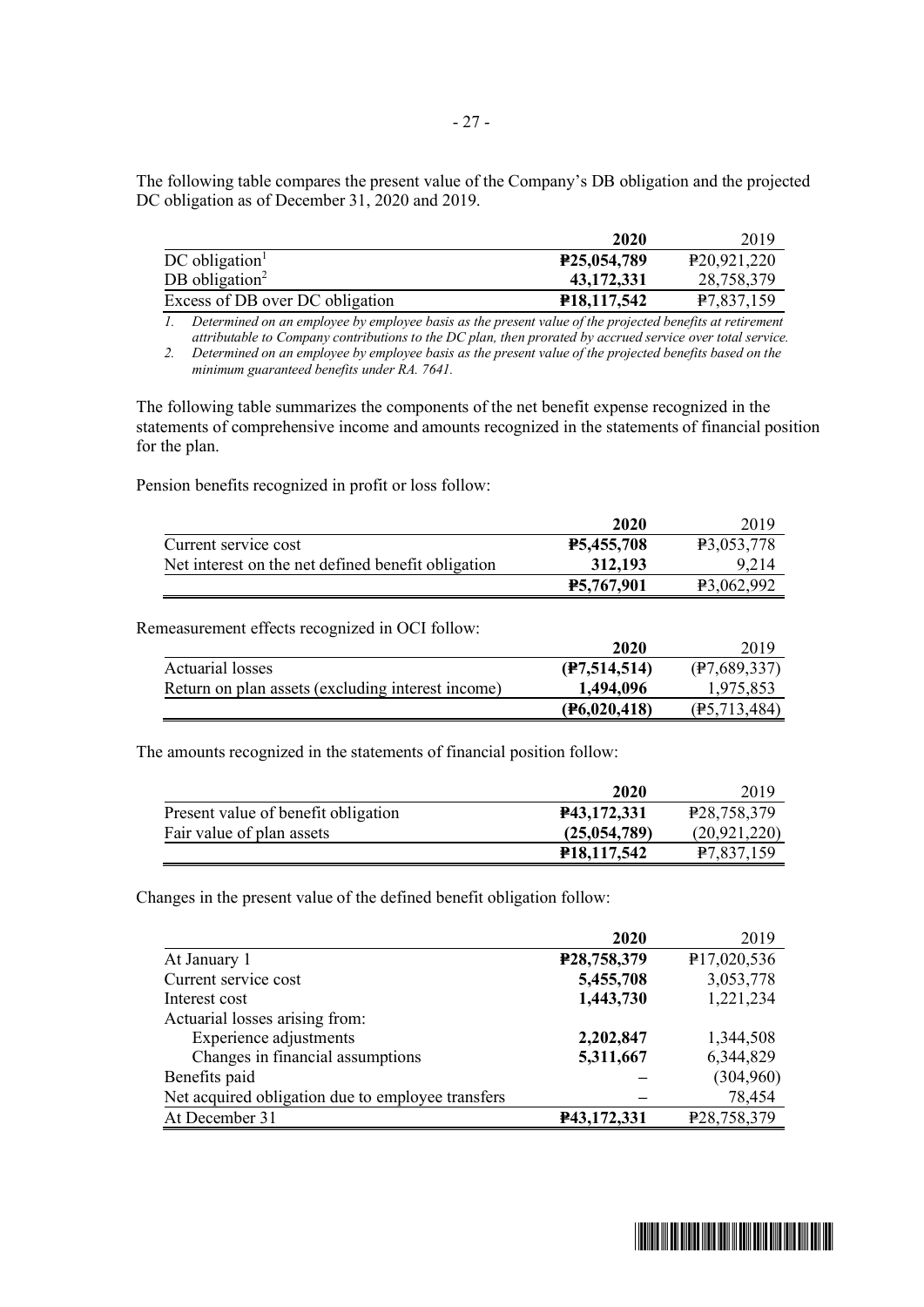The following table compares the present value of the Company's DB obligation and the projected DC obligation as of December 31, 2020 and 2019.

| | 2020 | 2019 |
|---|---|---|
| DC obligation[1] | **₱25,054,789** | ₱20,921,220 |
| DB obligation[2] | **43,172,331** | 28,758,379 |
| Excess of DB over DC obligation | **₱18,117,542** | ₱7,837,159 |

*1. Determined on an employee by employee basis as the present value of the projected benefits at retirement attributable to Company contributions to the DC plan, then prorated by accrued service over total service.*

*2. Determined on an employee by employee basis as the present value of the projected benefits based on the minimum guaranteed benefits under RA. 7641.*

The following table summarizes the components of the net benefit expense recognized in the statements of comprehensive income and amounts recognized in the statements of financial position for the plan.

Pension benefits recognized in profit or loss follow:

| | 2020 | 2019 |
|---|---|---|
| Current service cost | **₱5,455,708** | ₱3,053,778 |
| Net interest on the net defined benefit obligation | **312,193** | 9,214 |
| | **₱5,767,901** | ₱3,062,992 |

Remeasurement effects recognized in OCI follow:

| | 2020 | 2019 |
|---|---|---|
| Actuarial losses | **(₱7,514,514)** | (₱7,689,337) |
| Return on plan assets (excluding interest income) | **1,494,096** | 1,975,853 |
| | **(₱6,020,418)** | (₱5,713,484) |

The amounts recognized in the statements of financial position follow:

| | 2020 | 2019 |
|---|---|---|
| Present value of benefit obligation | **₱43,172,331** | ₱28,758,379 |
| Fair value of plan assets | **(25,054,789)** | (20,921,220) |
| | **₱18,117,542** | ₱7,837,159 |

Changes in the present value of the defined benefit obligation follow:

| | 2020 | 2019 |
|---|---|---|
| At January 1 | **₱28,758,379** | ₱17,020,536 |
| Current service cost | **5,455,708** | 3,053,778 |
| Interest cost | **1,443,730** | 1,221,234 |
| Actuarial losses arising from: | | |
| Experience adjustments | **2,202,847** | 1,344,508 |
| Changes in financial assumptions | **5,311,667** | 6,344,829 |
| Benefits paid | **–** | (304,960) |
| Net acquired obligation due to employee transfers | **–** | 78,454 |
| At December 31 | **₱43,172,331** | ₱28,758,379 |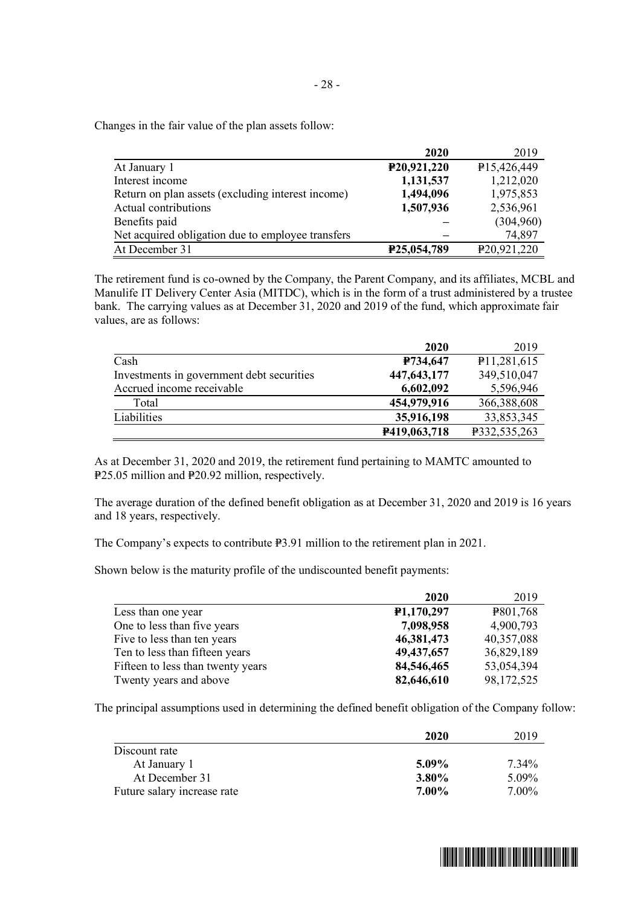Changes in the fair value of the plan assets follow:

| | **2020** | 2019 |
|---|---|---|
| At January 1 | **₱20,921,220** | ₱15,426,449 |
| Interest income | **1,131,537** | 1,212,020 |
| Return on plan assets (excluding interest income) | **1,494,096** | 1,975,853 |
| Actual contributions | **1,507,936** | 2,536,961 |
| Benefits paid | **–** | (304,960) |
| Net acquired obligation due to employee transfers | **–** | 74,897 |
| At December 31 | **₱25,054,789** | ₱20,921,220 |

The retirement fund is co-owned by the Company, the Parent Company, and its affiliates, MCBL and Manulife IT Delivery Center Asia (MITDC), which is in the form of a trust administered by a trustee bank. The carrying values as at December 31, 2020 and 2019 of the fund, which approximate fair values, are as follows:

| | **2020** | 2019 |
|---|---|---|
| Cash | **₱734,647** | ₱11,281,615 |
| Investments in government debt securities | **447,643,177** | 349,510,047 |
| Accrued income receivable | **6,602,092** | 5,596,946 |
| Total | **454,979,916** | 366,388,608 |
| Liabilities | **35,916,198** | 33,853,345 |
| | **₱419,063,718** | ₱332,535,263 |

As at December 31, 2020 and 2019, the retirement fund pertaining to MAMTC amounted to ₱25.05 million and ₱20.92 million, respectively.

The average duration of the defined benefit obligation as at December 31, 2020 and 2019 is 16 years and 18 years, respectively.

The Company's expects to contribute ₱3.91 million to the retirement plan in 2021.

Shown below is the maturity profile of the undiscounted benefit payments:

| | **2020** | 2019 |
|---|---|---|
| Less than one year | **₱1,170,297** | ₱801,768 |
| One to less than five years | **7,098,958** | 4,900,793 |
| Five to less than ten years | **46,381,473** | 40,357,088 |
| Ten to less than fifteen years | **49,437,657** | 36,829,189 |
| Fifteen to less than twenty years | **84,546,465** | 53,054,394 |
| Twenty years and above | **82,646,610** | 98,172,525 |

The principal assumptions used in determining the defined benefit obligation of the Company follow:

| | **2020** | 2019 |
|---|---|---|
| Discount rate | | |
| At January 1 | **5.09%** | 7.34% |
| At December 31 | **3.80%** | 5.09% |
| Future salary increase rate | **7.00%** | 7.00% |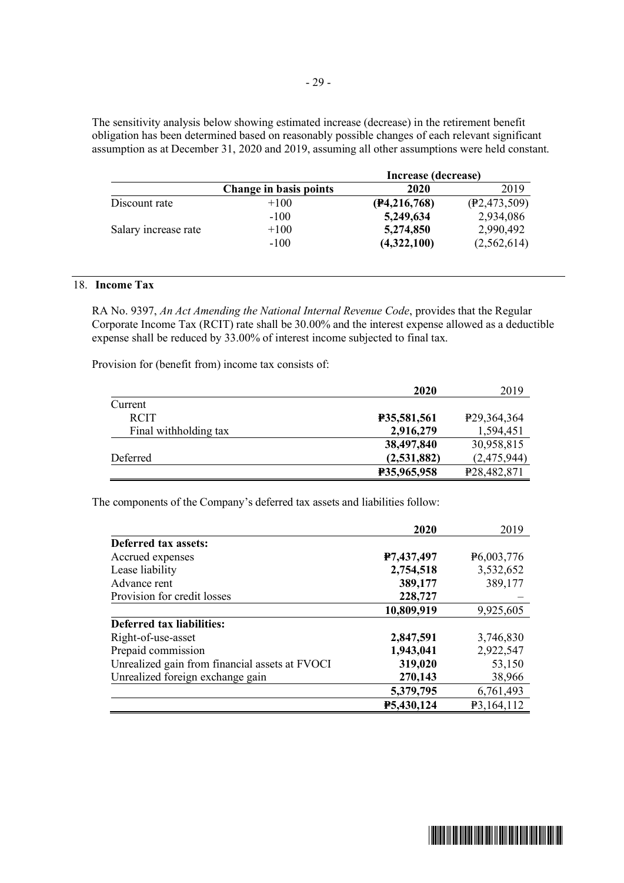The sensitivity analysis below showing estimated increase (decrease) in the retirement benefit obligation has been determined based on reasonably possible changes of each relevant significant assumption as at December 31, 2020 and 2019, assuming all other assumptions were held constant.

| | | Increase (decrease) | |
|---|---|---|---|
| | **Change in basis points** | **2020** | 2019 |
| Discount rate | +100 | **(₱4,216,768)** | (₱2,473,509) |
| | -100 | **5,249,634** | 2,934,086 |
| Salary increase rate | +100 | **5,274,850** | 2,990,492 |
| | -100 | **(4,322,100)** | (2,562,614) |

## 18. Income Tax

RA No. 9397, *An Act Amending the National Internal Revenue Code*, provides that the Regular Corporate Income Tax (RCIT) rate shall be 30.00% and the interest expense allowed as a deductible expense shall be reduced by 33.00% of interest income subjected to final tax.

Provision for (benefit from) income tax consists of:

| | **2020** | 2019 |
|---|---|---|
| Current | | |
| RCIT | **₱35,581,561** | ₱29,364,364 |
| Final withholding tax | **2,916,279** | 1,594,451 |
| | **38,497,840** | 30,958,815 |
| Deferred | **(2,531,882)** | (2,475,944) |
| | **₱35,965,958** | ₱28,482,871 |

The components of the Company's deferred tax assets and liabilities follow:

| | **2020** | 2019 |
|---|---|---|
| **Deferred tax assets:** | | |
| Accrued expenses | **₱7,437,497** | ₱6,003,776 |
| Lease liability | **2,754,518** | 3,532,652 |
| Advance rent | **389,177** | 389,177 |
| Provision for credit losses | **228,727** | – |
| | **10,809,919** | 9,925,605 |
| **Deferred tax liabilities:** | | |
| Right-of-use-asset | **2,847,591** | 3,746,830 |
| Prepaid commission | **1,943,041** | 2,922,547 |
| Unrealized gain from financial assets at FVOCI | **319,020** | 53,150 |
| Unrealized foreign exchange gain | **270,143** | 38,966 |
| | **5,379,795** | 6,761,493 |
| | **₱5,430,124** | ₱3,164,112 |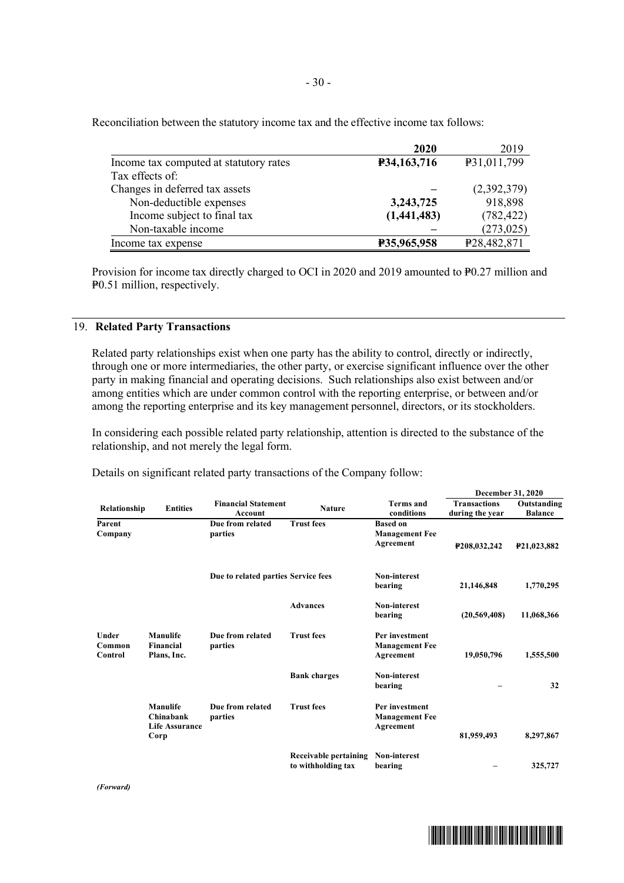Reconciliation between the statutory income tax and the effective income tax follows:

| | 2020 | 2019 |
|---|---|---|
| Income tax computed at statutory rates | **₱34,163,716** | ₱31,011,799 |
| Tax effects of: | | |
| Changes in deferred tax assets | **–** | (2,392,379) |
| Non-deductible expenses | **3,243,725** | 918,898 |
| Income subject to final tax | **(1,441,483)** | (782,422) |
| Non-taxable income | **–** | (273,025) |
| Income tax expense | **₱35,965,958** | ₱28,482,871 |

Provision for income tax directly charged to OCI in 2020 and 2019 amounted to ₱0.27 million and ₱0.51 million, respectively.

## 19. Related Party Transactions

Related party relationships exist when one party has the ability to control, directly or indirectly, through one or more intermediaries, the other party, or exercise significant influence over the other party in making financial and operating decisions. Such relationships also exist between and/or among entities which are under common control with the reporting enterprise, or between and/or among the reporting enterprise and its key management personnel, directors, or its stockholders.

In considering each possible related party relationship, attention is directed to the substance of the relationship, and not merely the legal form.

Details on significant related party transactions of the Company follow:

| Relationship | Entities | Financial Statement Account | Nature | Terms and conditions | December 31, 2020 | |
|---|---|---|---|---|---|---|
| | | | | | Transactions during the year | Outstanding Balance |
| Parent Company | | Due from related parties | Trust fees | Based on Management Fee Agreement | ₱208,032,242 | ₱21,023,882 |
| | | Due to related parties | Service fees | Non-interest bearing | 21,146,848 | 1,770,295 |
| | | | Advances | Non-interest bearing | (20,569,408) | 11,068,366 |
| Under Common Control | Manulife Financial Plans, Inc. | Due from related parties | Trust fees | Per investment Management Fee Agreement | 19,050,796 | 1,555,500 |
| | | | Bank charges | Non-interest bearing | – | 32 |
| | Manulife Chinabank Life Assurance Corp | Due from related parties | Trust fees | Per investment Management Fee Agreement | 81,959,493 | 8,297,867 |
| | | | Receivable pertaining to withholding tax | Non-interest bearing | – | 325,727 |

*(Forward)*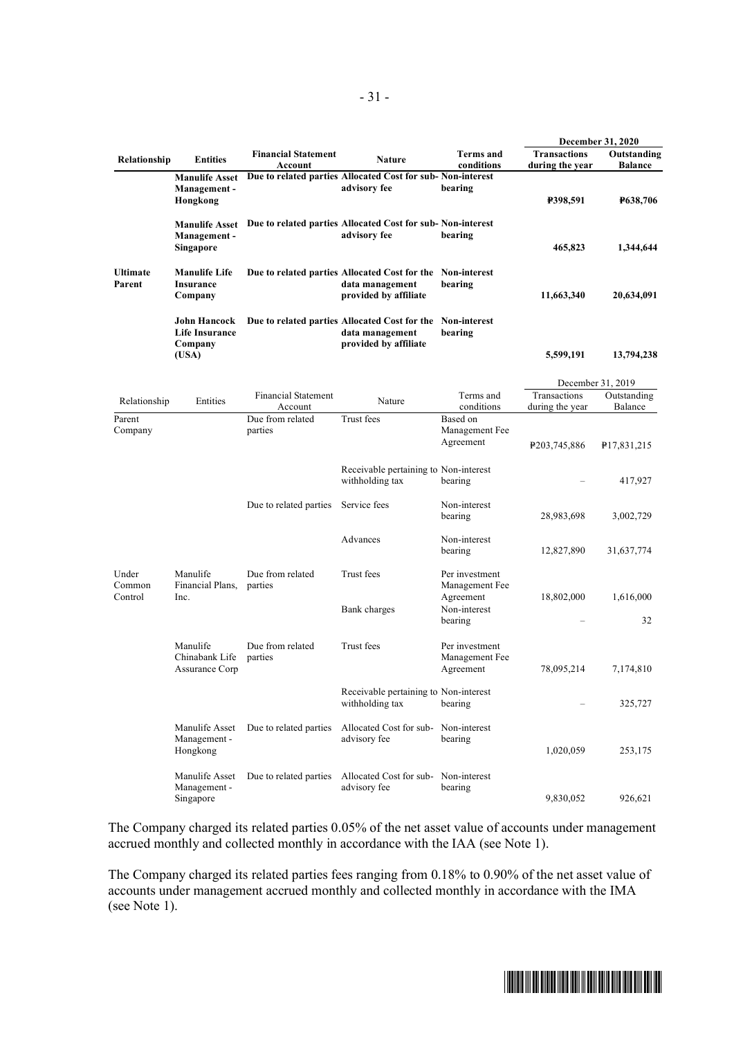| Relationship | Entities | Financial Statement Account | Nature | Terms and conditions | December 31, 2020 | |
|---|---|---|---|---|---|---|
| | | | | | **Transactions during the year** | **Outstanding Balance** |
| | **Manulife Asset Management - Hongkong** | **Due to related parties** | **Allocated Cost for sub-advisory fee** | **Non-interest bearing** | **₱398,591** | **₱638,706** |
| | **Manulife Asset Management - Singapore** | **Due to related parties** | **Allocated Cost for sub-advisory fee** | **Non-interest bearing** | **465,823** | **1,344,644** |
| **Ultimate Parent** | **Manulife Life Insurance Company** | **Due to related parties** | **Allocated Cost for the data management provided by affiliate** | **Non-interest bearing** | **11,663,340** | **20,634,091** |
| | **John Hancock Life Insurance Company (USA)** | **Due to related parties** | **Allocated Cost for the data management provided by affiliate** | **Non-interest bearing** | **5,599,191** | **13,794,238** |

| Relationship | Entities | Financial Statement Account | Nature | Terms and conditions | December 31, 2019 | |
|---|---|---|---|---|---|---|
| | | | | | Transactions during the year | Outstanding Balance |
| Parent Company | | Due from related parties | Trust fees | Based on Management Fee Agreement | ₱203,745,886 | ₱17,831,215 |
| | | | Receivable pertaining to withholding tax | Non-interest bearing | – | 417,927 |
| | | Due to related parties | Service fees | Non-interest bearing | 28,983,698 | 3,002,729 |
| | | | Advances | Non-interest bearing | 12,827,890 | 31,637,774 |
| Under Common Control | Manulife Financial Plans, Inc. | Due from related parties | Trust fees | Per investment Management Fee Agreement | 18,802,000 | 1,616,000 |
| | | | Bank charges | Non-interest bearing | – | 32 |
| | Manulife Chinabank Life Assurance Corp | Due from related parties | Trust fees | Per investment Management Fee Agreement | 78,095,214 | 7,174,810 |
| | | | Receivable pertaining to withholding tax | Non-interest bearing | – | 325,727 |
| | Manulife Asset Management - Hongkong | Due to related parties | Allocated Cost for sub-advisory fee | Non-interest bearing | 1,020,059 | 253,175 |
| | Manulife Asset Management - Singapore | Due to related parties | Allocated Cost for sub-advisory fee | Non-interest bearing | 9,830,052 | 926,621 |

The Company charged its related parties 0.05% of the net asset value of accounts under management accrued monthly and collected monthly in accordance with the IAA (see Note 1).

The Company charged its related parties fees ranging from 0.18% to 0.90% of the net asset value of accounts under management accrued monthly and collected monthly in accordance with the IMA (see Note 1).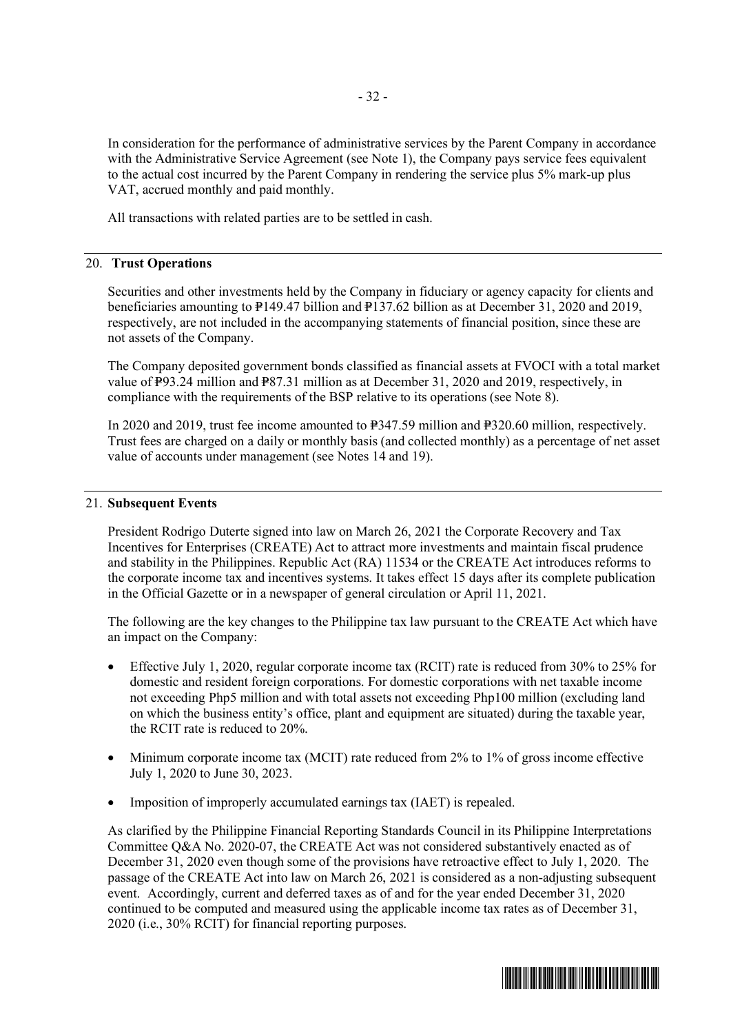In consideration for the performance of administrative services by the Parent Company in accordance with the Administrative Service Agreement (see Note 1), the Company pays service fees equivalent to the actual cost incurred by the Parent Company in rendering the service plus 5% mark-up plus VAT, accrued monthly and paid monthly.

All transactions with related parties are to be settled in cash.

## 20. Trust Operations

Securities and other investments held by the Company in fiduciary or agency capacity for clients and beneficiaries amounting to ₱149.47 billion and ₱137.62 billion as at December 31, 2020 and 2019, respectively, are not included in the accompanying statements of financial position, since these are not assets of the Company.

The Company deposited government bonds classified as financial assets at FVOCI with a total market value of ₱93.24 million and ₱87.31 million as at December 31, 2020 and 2019, respectively, in compliance with the requirements of the BSP relative to its operations (see Note 8).

In 2020 and 2019, trust fee income amounted to ₱347.59 million and ₱320.60 million, respectively. Trust fees are charged on a daily or monthly basis (and collected monthly) as a percentage of net asset value of accounts under management (see Notes 14 and 19).

## 21. Subsequent Events

President Rodrigo Duterte signed into law on March 26, 2021 the Corporate Recovery and Tax Incentives for Enterprises (CREATE) Act to attract more investments and maintain fiscal prudence and stability in the Philippines. Republic Act (RA) 11534 or the CREATE Act introduces reforms to the corporate income tax and incentives systems. It takes effect 15 days after its complete publication in the Official Gazette or in a newspaper of general circulation or April 11, 2021.

The following are the key changes to the Philippine tax law pursuant to the CREATE Act which have an impact on the Company:

- Effective July 1, 2020, regular corporate income tax (RCIT) rate is reduced from 30% to 25% for domestic and resident foreign corporations. For domestic corporations with net taxable income not exceeding Php5 million and with total assets not exceeding Php100 million (excluding land on which the business entity's office, plant and equipment are situated) during the taxable year, the RCIT rate is reduced to 20%.
- Minimum corporate income tax (MCIT) rate reduced from 2% to 1% of gross income effective July 1, 2020 to June 30, 2023.
- Imposition of improperly accumulated earnings tax (IAET) is repealed.

As clarified by the Philippine Financial Reporting Standards Council in its Philippine Interpretations Committee Q&A No. 2020-07, the CREATE Act was not considered substantively enacted as of December 31, 2020 even though some of the provisions have retroactive effect to July 1, 2020. The passage of the CREATE Act into law on March 26, 2021 is considered as a non-adjusting subsequent event. Accordingly, current and deferred taxes as of and for the year ended December 31, 2020 continued to be computed and measured using the applicable income tax rates as of December 31, 2020 (i.e., 30% RCIT) for financial reporting purposes.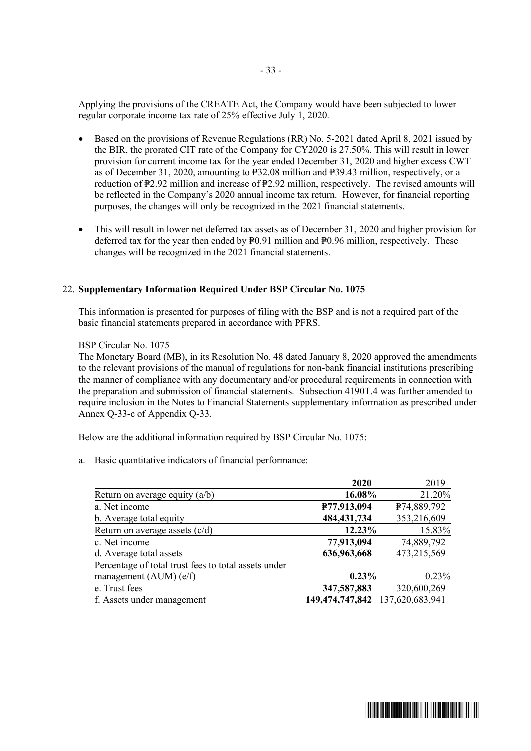Applying the provisions of the CREATE Act, the Company would have been subjected to lower regular corporate income tax rate of 25% effective July 1, 2020.

- Based on the provisions of Revenue Regulations (RR) No. 5-2021 dated April 8, 2021 issued by the BIR, the prorated CIT rate of the Company for CY2020 is 27.50%. This will result in lower provision for current income tax for the year ended December 31, 2020 and higher excess CWT as of December 31, 2020, amounting to ₱32.08 million and ₱39.43 million, respectively, or a reduction of ₱2.92 million and increase of ₱2.92 million, respectively. The revised amounts will be reflected in the Company's 2020 annual income tax return. However, for financial reporting purposes, the changes will only be recognized in the 2021 financial statements.

- This will result in lower net deferred tax assets as of December 31, 2020 and higher provision for deferred tax for the year then ended by ₱0.91 million and ₱0.96 million, respectively. These changes will be recognized in the 2021 financial statements.

## 22. Supplementary Information Required Under BSP Circular No. 1075

This information is presented for purposes of filing with the BSP and is not a required part of the basic financial statements prepared in accordance with PFRS.

BSP Circular No. 1075

The Monetary Board (MB), in its Resolution No. 48 dated January 8, 2020 approved the amendments to the relevant provisions of the manual of regulations for non-bank financial institutions prescribing the manner of compliance with any documentary and/or procedural requirements in connection with the preparation and submission of financial statements. Subsection 4190T.4 was further amended to require inclusion in the Notes to Financial Statements supplementary information as prescribed under Annex Q-33-c of Appendix Q-33.

Below are the additional information required by BSP Circular No. 1075:

a. Basic quantitative indicators of financial performance:

| | **2020** | 2019 |
|---|---|---|
| Return on average equity (a/b) | **16.08%** | 21.20% |
| a. Net income | **₱77,913,094** | ₱74,889,792 |
| b. Average total equity | **484,431,734** | 353,216,609 |
| Return on average assets (c/d) | **12.23%** | 15.83% |
| c. Net income | **77,913,094** | 74,889,792 |
| d. Average total assets | **636,963,668** | 473,215,569 |
| Percentage of total trust fees to total assets under management (AUM) (e/f) | **0.23%** | 0.23% |
| e. Trust fees | **347,587,883** | 320,600,269 |
| f. Assets under management | **149,474,747,842** | 137,620,683,941 |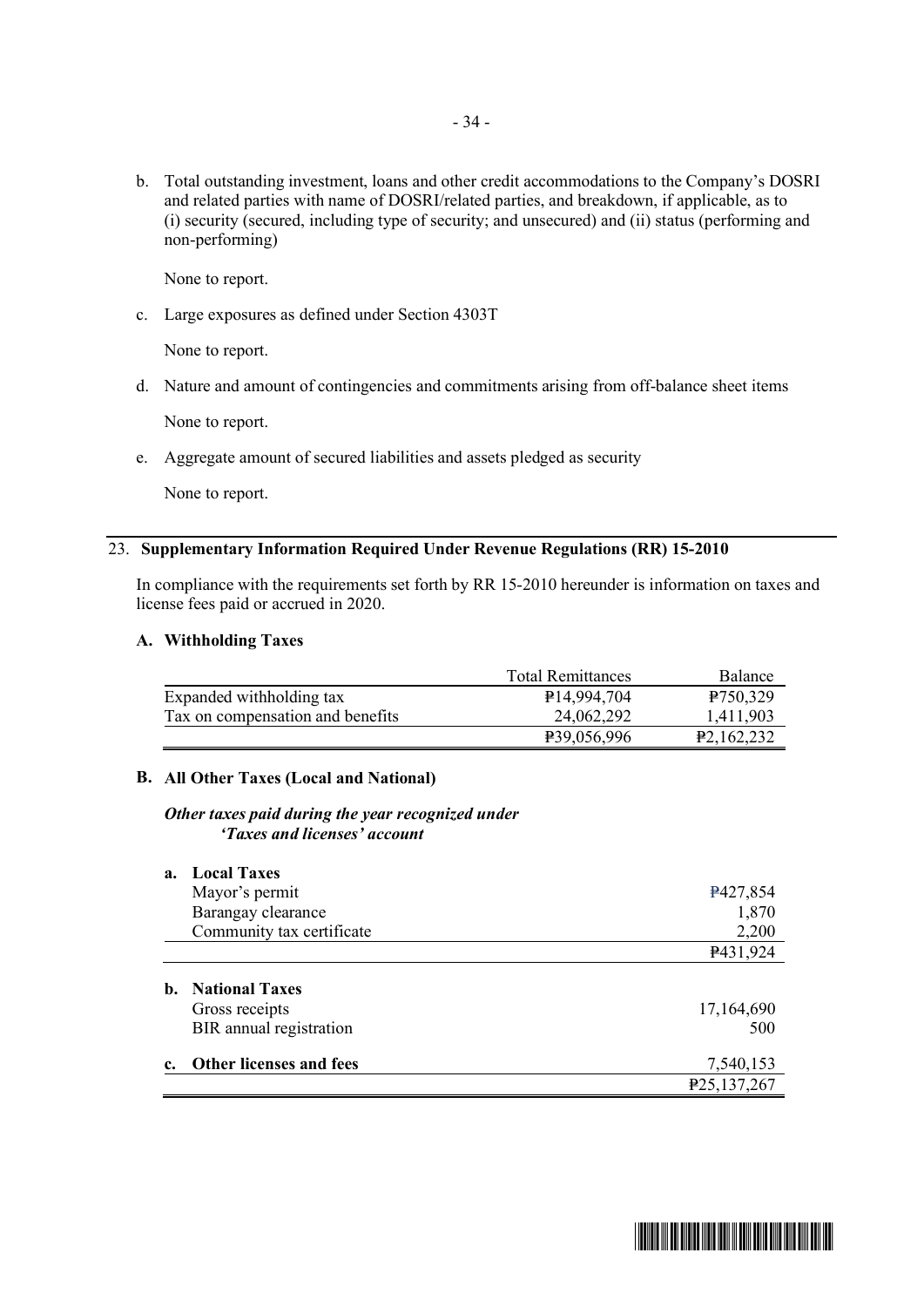b. Total outstanding investment, loans and other credit accommodations to the Company's DOSRI and related parties with name of DOSRI/related parties, and breakdown, if applicable, as to (i) security (secured, including type of security; and unsecured) and (ii) status (performing and non-performing)

   None to report.

c. Large exposures as defined under Section 4303T

   None to report.

d. Nature and amount of contingencies and commitments arising from off-balance sheet items

   None to report.

e. Aggregate amount of secured liabilities and assets pledged as security

   None to report.

## 23. Supplementary Information Required Under Revenue Regulations (RR) 15-2010

In compliance with the requirements set forth by RR 15-2010 hereunder is information on taxes and license fees paid or accrued in 2020.

### A. Withholding Taxes

| | Total Remittances | Balance |
|---|---|---|
| Expanded withholding tax | ₱14,994,704 | ₱750,329 |
| Tax on compensation and benefits | 24,062,292 | 1,411,903 |
| | ₱39,056,996 | ₱2,162,232 |

### B. All Other Taxes (Local and National)

***Other taxes paid during the year recognized under 'Taxes and licenses' account***

| | |
|---|---|
| **a. Local Taxes** | |
| Mayor's permit | ₱427,854 |
| Barangay clearance | 1,870 |
| Community tax certificate | 2,200 |
| | ₱431,924 |
| **b. National Taxes** | |
| Gross receipts | 17,164,690 |
| BIR annual registration | 500 |
| **c. Other licenses and fees** | 7,540,153 |
| | ₱25,137,267 |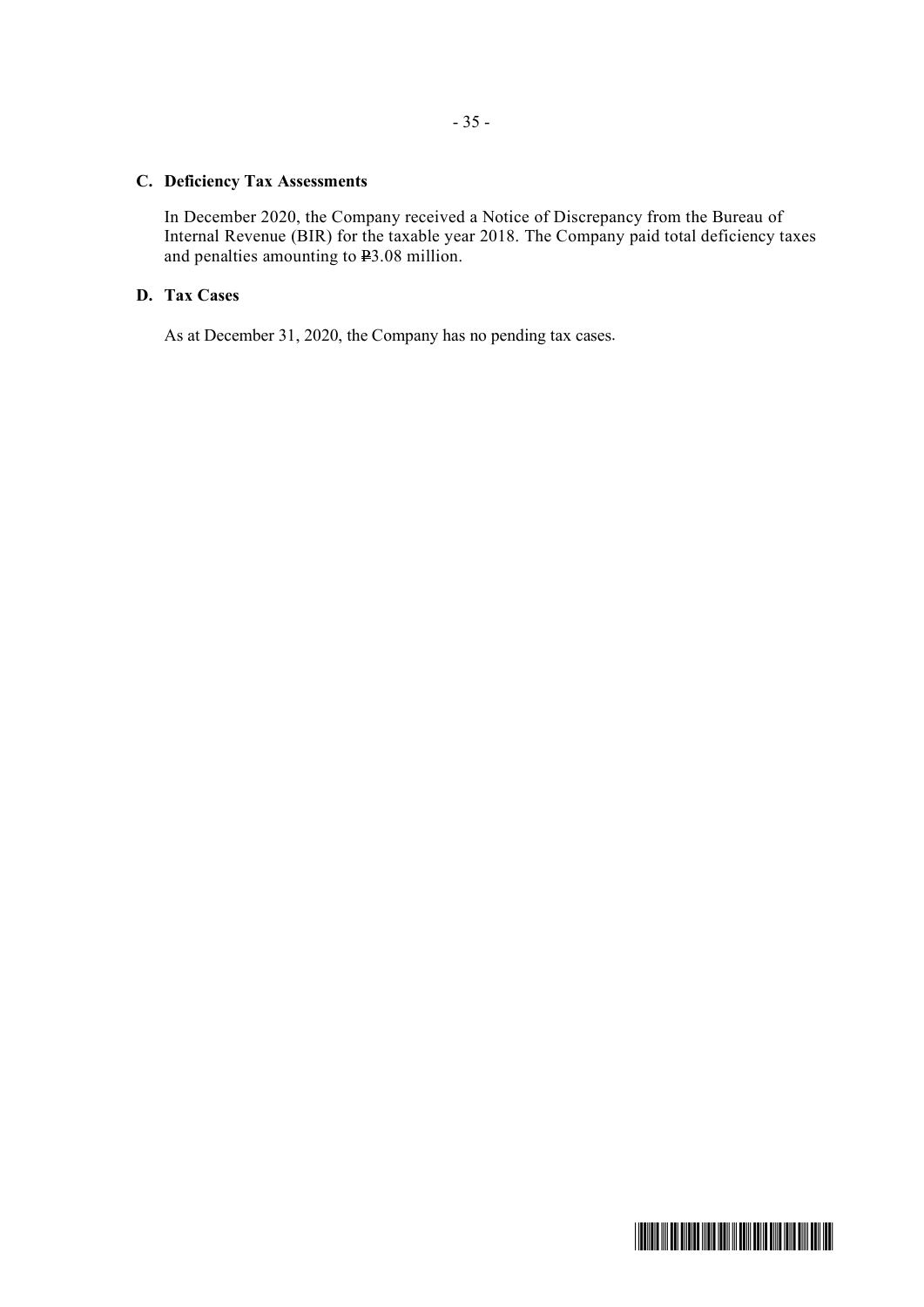### C. Deficiency Tax Assessments

In December 2020, the Company received a Notice of Discrepancy from the Bureau of Internal Revenue (BIR) for the taxable year 2018. The Company paid total deficiency taxes and penalties amounting to ₱3.08 million.

### D. Tax Cases

As at December 31, 2020, the Company has no pending tax cases.